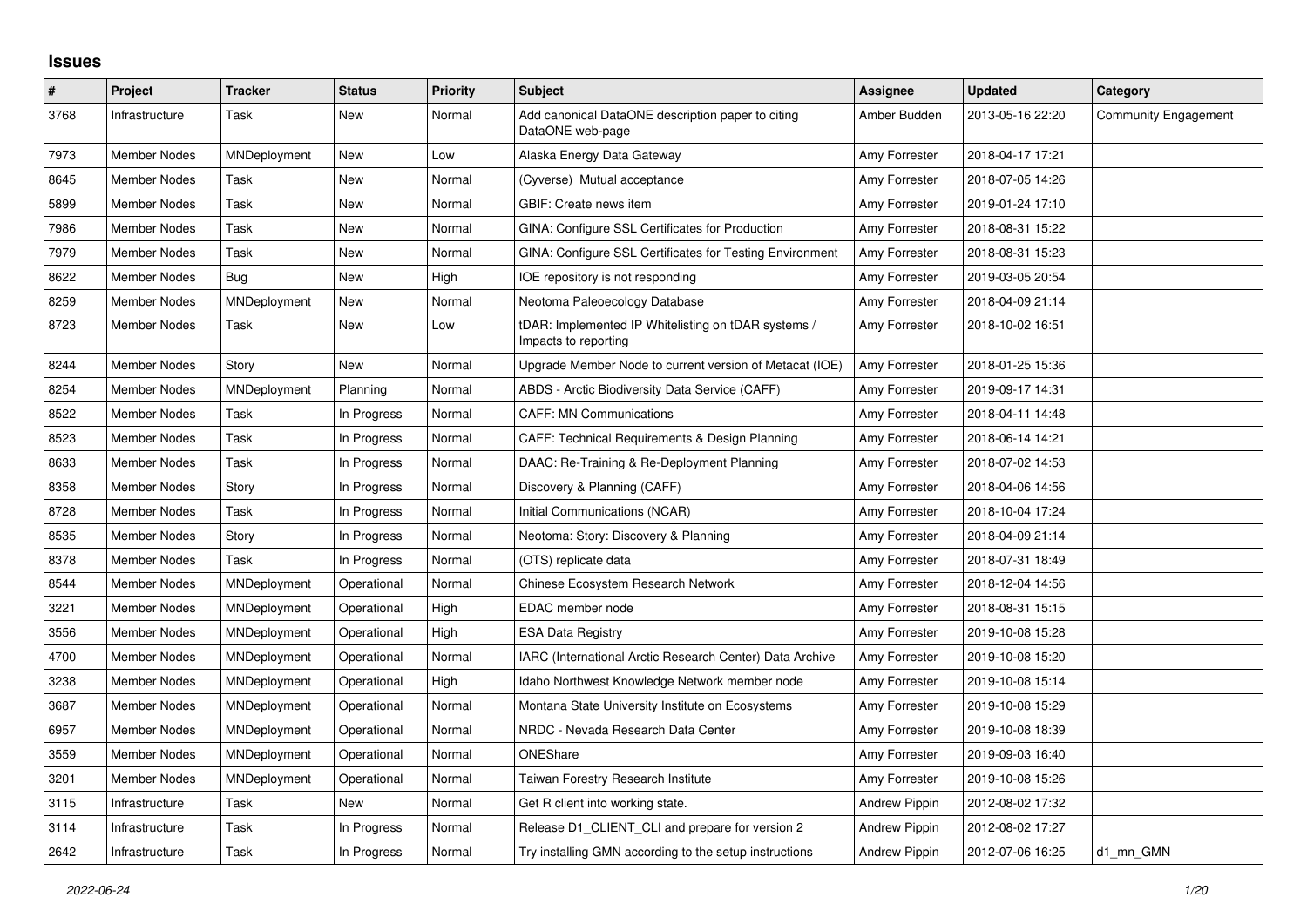# Issues

| # | Project | Tracker | Status | Priority | Subject | Assignee | Updated | Category |
|---|---|---|---|---|---|---|---|---|
| 3768 | Infrastructure | Task | New | Normal | Add canonical DataONE description paper to citing DataONE web-page | Amber Budden | 2013-05-16 22:20 | Community Engagement |
| 7973 | Member Nodes | MNDeployment | New | Low | Alaska Energy Data Gateway | Amy Forrester | 2018-04-17 17:21 | |
| 8645 | Member Nodes | Task | New | Normal | (Cyverse) Mutual acceptance | Amy Forrester | 2018-07-05 14:26 | |
| 5899 | Member Nodes | Task | New | Normal | GBIF: Create news item | Amy Forrester | 2019-01-24 17:10 | |
| 7986 | Member Nodes | Task | New | Normal | GINA: Configure SSL Certificates for Production | Amy Forrester | 2018-08-31 15:22 | |
| 7979 | Member Nodes | Task | New | Normal | GINA: Configure SSL Certificates for Testing Environment | Amy Forrester | 2018-08-31 15:23 | |
| 8622 | Member Nodes | Bug | New | High | IOE repository is not responding | Amy Forrester | 2019-03-05 20:54 | |
| 8259 | Member Nodes | MNDeployment | New | Normal | Neotoma Paleoecology Database | Amy Forrester | 2018-04-09 21:14 | |
| 8723 | Member Nodes | Task | New | Low | tDAR: Implemented IP Whitelisting on tDAR systems / Impacts to reporting | Amy Forrester | 2018-10-02 16:51 | |
| 8244 | Member Nodes | Story | New | Normal | Upgrade Member Node to current version of Metacat (IOE) | Amy Forrester | 2018-01-25 15:36 | |
| 8254 | Member Nodes | MNDeployment | Planning | Normal | ABDS - Arctic Biodiversity Data Service (CAFF) | Amy Forrester | 2019-09-17 14:31 | |
| 8522 | Member Nodes | Task | In Progress | Normal | CAFF: MN Communications | Amy Forrester | 2018-04-11 14:48 | |
| 8523 | Member Nodes | Task | In Progress | Normal | CAFF: Technical Requirements & Design Planning | Amy Forrester | 2018-06-14 14:21 | |
| 8633 | Member Nodes | Task | In Progress | Normal | DAAC: Re-Training & Re-Deployment Planning | Amy Forrester | 2018-07-02 14:53 | |
| 8358 | Member Nodes | Story | In Progress | Normal | Discovery & Planning (CAFF) | Amy Forrester | 2018-04-06 14:56 | |
| 8728 | Member Nodes | Task | In Progress | Normal | Initial Communications (NCAR) | Amy Forrester | 2018-10-04 17:24 | |
| 8535 | Member Nodes | Story | In Progress | Normal | Neotoma: Story: Discovery & Planning | Amy Forrester | 2018-04-09 21:14 | |
| 8378 | Member Nodes | Task | In Progress | Normal | (OTS) replicate data | Amy Forrester | 2018-07-31 18:49 | |
| 8544 | Member Nodes | MNDeployment | Operational | Normal | Chinese Ecosystem Research Network | Amy Forrester | 2018-12-04 14:56 | |
| 3221 | Member Nodes | MNDeployment | Operational | High | EDAC member node | Amy Forrester | 2018-08-31 15:15 | |
| 3556 | Member Nodes | MNDeployment | Operational | High | ESA Data Registry | Amy Forrester | 2019-10-08 15:28 | |
| 4700 | Member Nodes | MNDeployment | Operational | Normal | IARC (International Arctic Research Center) Data Archive | Amy Forrester | 2019-10-08 15:20 | |
| 3238 | Member Nodes | MNDeployment | Operational | High | Idaho Northwest Knowledge Network member node | Amy Forrester | 2019-10-08 15:14 | |
| 3687 | Member Nodes | MNDeployment | Operational | Normal | Montana State University Institute on Ecosystems | Amy Forrester | 2019-10-08 15:29 | |
| 6957 | Member Nodes | MNDeployment | Operational | Normal | NRDC - Nevada Research Data Center | Amy Forrester | 2019-10-08 18:39 | |
| 3559 | Member Nodes | MNDeployment | Operational | Normal | ONEShare | Amy Forrester | 2019-09-03 16:40 | |
| 3201 | Member Nodes | MNDeployment | Operational | Normal | Taiwan Forestry Research Institute | Amy Forrester | 2019-10-08 15:26 | |
| 3115 | Infrastructure | Task | New | Normal | Get R client into working state. | Andrew Pippin | 2012-08-02 17:32 | |
| 3114 | Infrastructure | Task | In Progress | Normal | Release D1_CLIENT_CLI and prepare for version 2 | Andrew Pippin | 2012-08-02 17:27 | |
| 2642 | Infrastructure | Task | In Progress | Normal | Try installing GMN according to the setup instructions | Andrew Pippin | 2012-07-06 16:25 | d1_mn_GMN |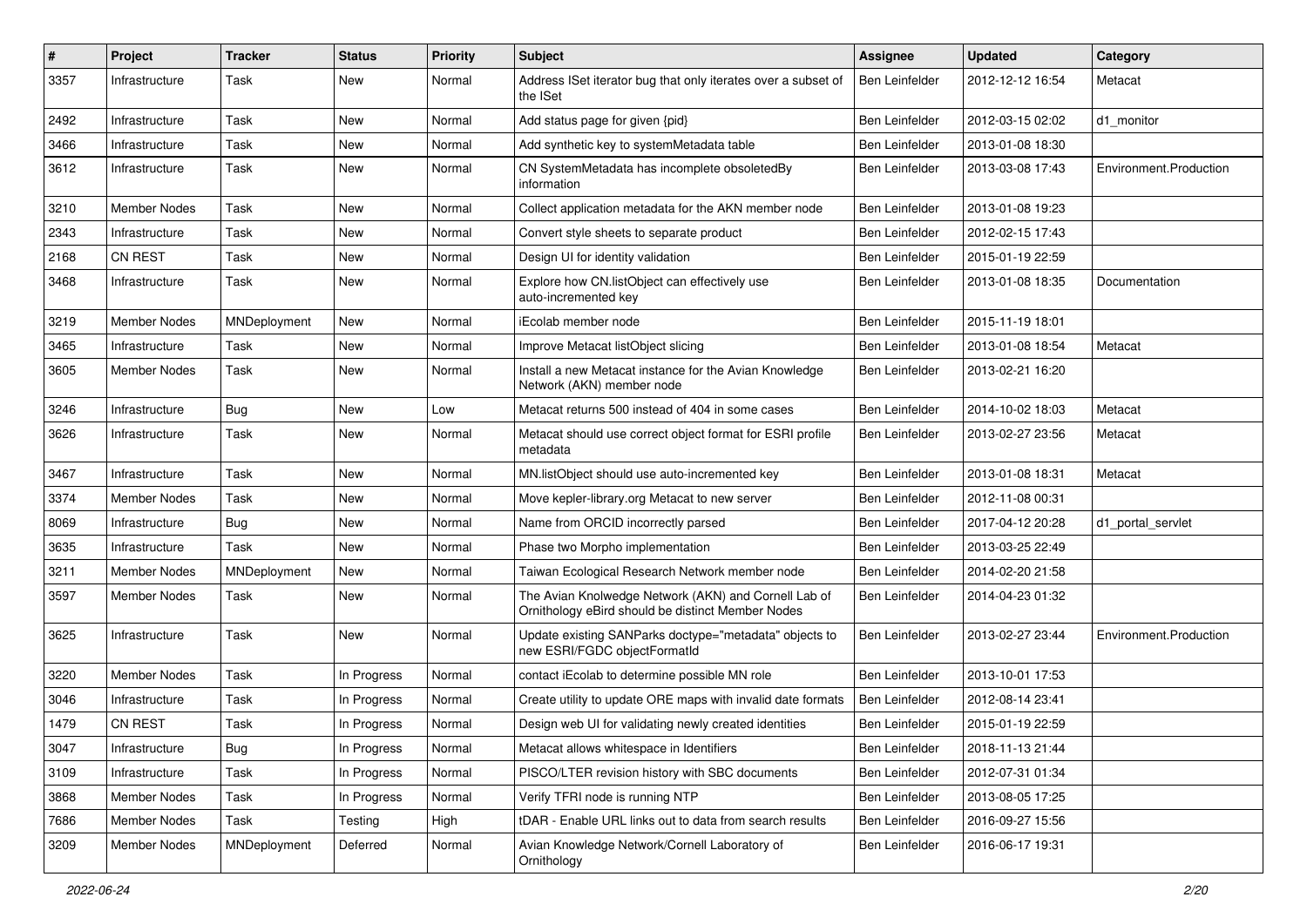| # | Project | Tracker | Status | Priority | Subject | Assignee | Updated | Category |
|---|---|---|---|---|---|---|---|---|
| 3357 | Infrastructure | Task | New | Normal | Address ISet iterator bug that only iterates over a subset of the ISet | Ben Leinfelder | 2012-12-12 16:54 | Metacat |
| 2492 | Infrastructure | Task | New | Normal | Add status page for given {pid} | Ben Leinfelder | 2012-03-15 02:02 | d1_monitor |
| 3466 | Infrastructure | Task | New | Normal | Add synthetic key to systemMetadata table | Ben Leinfelder | 2013-01-08 18:30 | |
| 3612 | Infrastructure | Task | New | Normal | CN SystemMetadata has incomplete obsoletedBy information | Ben Leinfelder | 2013-03-08 17:43 | Environment.Production |
| 3210 | Member Nodes | Task | New | Normal | Collect application metadata for the AKN member node | Ben Leinfelder | 2013-01-08 19:23 | |
| 2343 | Infrastructure | Task | New | Normal | Convert style sheets to separate product | Ben Leinfelder | 2012-02-15 17:43 | |
| 2168 | CN REST | Task | New | Normal | Design UI for identity validation | Ben Leinfelder | 2015-01-19 22:59 | |
| 3468 | Infrastructure | Task | New | Normal | Explore how CN.listObject can effectively use auto-incremented key | Ben Leinfelder | 2013-01-08 18:35 | Documentation |
| 3219 | Member Nodes | MNDeployment | New | Normal | iEcolab member node | Ben Leinfelder | 2015-11-19 18:01 | |
| 3465 | Infrastructure | Task | New | Normal | Improve Metacat listObject slicing | Ben Leinfelder | 2013-01-08 18:54 | Metacat |
| 3605 | Member Nodes | Task | New | Normal | Install a new Metacat instance for the Avian Knowledge Network (AKN) member node | Ben Leinfelder | 2013-02-21 16:20 | |
| 3246 | Infrastructure | Bug | New | Low | Metacat returns 500 instead of 404 in some cases | Ben Leinfelder | 2014-10-02 18:03 | Metacat |
| 3626 | Infrastructure | Task | New | Normal | Metacat should use correct object format for ESRI profile metadata | Ben Leinfelder | 2013-02-27 23:56 | Metacat |
| 3467 | Infrastructure | Task | New | Normal | MN.listObject should use auto-incremented key | Ben Leinfelder | 2013-01-08 18:31 | Metacat |
| 3374 | Member Nodes | Task | New | Normal | Move kepler-library.org Metacat to new server | Ben Leinfelder | 2012-11-08 00:31 | |
| 8069 | Infrastructure | Bug | New | Normal | Name from ORCID incorrectly parsed | Ben Leinfelder | 2017-04-12 20:28 | d1_portal_servlet |
| 3635 | Infrastructure | Task | New | Normal | Phase two Morpho implementation | Ben Leinfelder | 2013-03-25 22:49 | |
| 3211 | Member Nodes | MNDeployment | New | Normal | Taiwan Ecological Research Network member node | Ben Leinfelder | 2014-02-20 21:58 | |
| 3597 | Member Nodes | Task | New | Normal | The Avian Knolwedge Network (AKN) and Cornell Lab of Ornithology eBird should be distinct Member Nodes | Ben Leinfelder | 2014-04-23 01:32 | |
| 3625 | Infrastructure | Task | New | Normal | Update existing SANParks doctype="metadata" objects to new ESRI/FGDC objectFormatId | Ben Leinfelder | 2013-02-27 23:44 | Environment.Production |
| 3220 | Member Nodes | Task | In Progress | Normal | contact iEcolab to determine possible MN role | Ben Leinfelder | 2013-10-01 17:53 | |
| 3046 | Infrastructure | Task | In Progress | Normal | Create utility to update ORE maps with invalid date formats | Ben Leinfelder | 2012-08-14 23:41 | |
| 1479 | CN REST | Task | In Progress | Normal | Design web UI for validating newly created identities | Ben Leinfelder | 2015-01-19 22:59 | |
| 3047 | Infrastructure | Bug | In Progress | Normal | Metacat allows whitespace in Identifiers | Ben Leinfelder | 2018-11-13 21:44 | |
| 3109 | Infrastructure | Task | In Progress | Normal | PISCO/LTER revision history with SBC documents | Ben Leinfelder | 2012-07-31 01:34 | |
| 3868 | Member Nodes | Task | In Progress | Normal | Verify TFRI node is running NTP | Ben Leinfelder | 2013-08-05 17:25 | |
| 7686 | Member Nodes | Task | Testing | High | tDAR - Enable URL links out to data from search results | Ben Leinfelder | 2016-09-27 15:56 | |
| 3209 | Member Nodes | MNDeployment | Deferred | Normal | Avian Knowledge Network/Cornell Laboratory of Ornithology | Ben Leinfelder | 2016-06-17 19:31 | |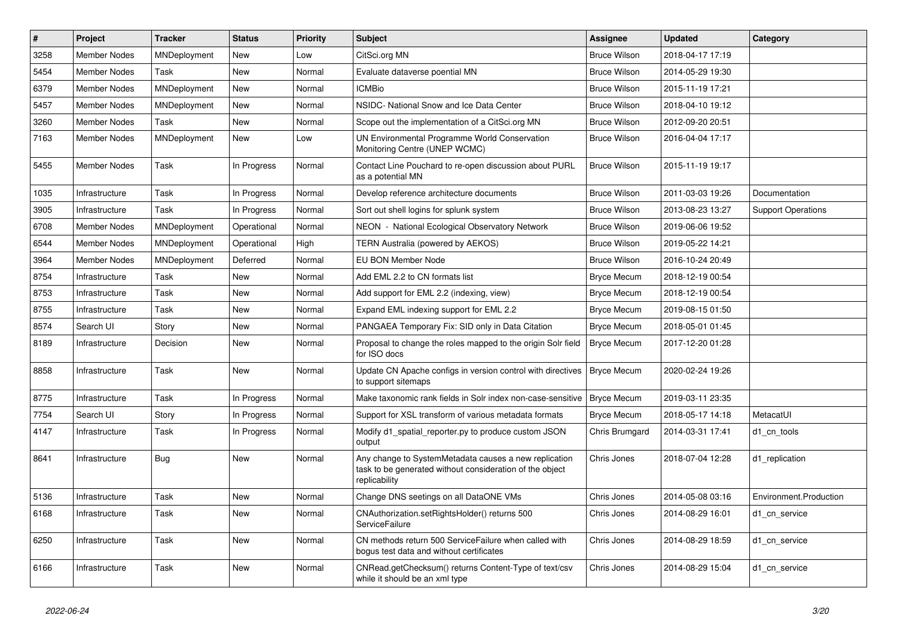| # | Project | Tracker | Status | Priority | Subject | Assignee | Updated | Category |
|---|---|---|---|---|---|---|---|---|
| 3258 | Member Nodes | MNDeployment | New | Low | CitSci.org MN | Bruce Wilson | 2018-04-17 17:19 | |
| 5454 | Member Nodes | Task | New | Normal | Evaluate dataverse poential MN | Bruce Wilson | 2014-05-29 19:30 | |
| 6379 | Member Nodes | MNDeployment | New | Normal | ICMBio | Bruce Wilson | 2015-11-19 17:21 | |
| 5457 | Member Nodes | MNDeployment | New | Normal | NSIDC- National Snow and Ice Data Center | Bruce Wilson | 2018-04-10 19:12 | |
| 3260 | Member Nodes | Task | New | Normal | Scope out the implementation of a CitSci.org MN | Bruce Wilson | 2012-09-20 20:51 | |
| 7163 | Member Nodes | MNDeployment | New | Low | UN Environmental Programme World Conservation Monitoring Centre (UNEP WCMC) | Bruce Wilson | 2016-04-04 17:17 | |
| 5455 | Member Nodes | Task | In Progress | Normal | Contact Line Pouchard to re-open discussion about PURL as a potential MN | Bruce Wilson | 2015-11-19 19:17 | |
| 1035 | Infrastructure | Task | In Progress | Normal | Develop reference architecture documents | Bruce Wilson | 2011-03-03 19:26 | Documentation |
| 3905 | Infrastructure | Task | In Progress | Normal | Sort out shell logins for splunk system | Bruce Wilson | 2013-08-23 13:27 | Support Operations |
| 6708 | Member Nodes | MNDeployment | Operational | Normal | NEON - National Ecological Observatory Network | Bruce Wilson | 2019-06-06 19:52 | |
| 6544 | Member Nodes | MNDeployment | Operational | High | TERN Australia (powered by AEKOS) | Bruce Wilson | 2019-05-22 14:21 | |
| 3964 | Member Nodes | MNDeployment | Deferred | Normal | EU BON Member Node | Bruce Wilson | 2016-10-24 20:49 | |
| 8754 | Infrastructure | Task | New | Normal | Add EML 2.2 to CN formats list | Bryce Mecum | 2018-12-19 00:54 | |
| 8753 | Infrastructure | Task | New | Normal | Add support for EML 2.2 (indexing, view) | Bryce Mecum | 2018-12-19 00:54 | |
| 8755 | Infrastructure | Task | New | Normal | Expand EML indexing support for EML 2.2 | Bryce Mecum | 2019-08-15 01:50 | |
| 8574 | Search UI | Story | New | Normal | PANGAEA Temporary Fix: SID only in Data Citation | Bryce Mecum | 2018-05-01 01:45 | |
| 8189 | Infrastructure | Decision | New | Normal | Proposal to change the roles mapped to the origin Solr field for ISO docs | Bryce Mecum | 2017-12-20 01:28 | |
| 8858 | Infrastructure | Task | New | Normal | Update CN Apache configs in version control with directives to support sitemaps | Bryce Mecum | 2020-02-24 19:26 | |
| 8775 | Infrastructure | Task | In Progress | Normal | Make taxonomic rank fields in Solr index non-case-sensitive | Bryce Mecum | 2019-03-11 23:35 | |
| 7754 | Search UI | Story | In Progress | Normal | Support for XSL transform of various metadata formats | Bryce Mecum | 2018-05-17 14:18 | MetacatUI |
| 4147 | Infrastructure | Task | In Progress | Normal | Modify d1_spatial_reporter.py to produce custom JSON output | Chris Brumgard | 2014-03-31 17:41 | d1_cn_tools |
| 8641 | Infrastructure | Bug | New | Normal | Any change to SystemMetadata causes a new replication task to be generated without consideration of the object replicability | Chris Jones | 2018-07-04 12:28 | d1_replication |
| 5136 | Infrastructure | Task | New | Normal | Change DNS seetings on all DataONE VMs | Chris Jones | 2014-05-08 03:16 | Environment.Production |
| 6168 | Infrastructure | Task | New | Normal | CNAuthorization.setRightsHolder() returns 500 ServiceFailure | Chris Jones | 2014-08-29 16:01 | d1_cn_service |
| 6250 | Infrastructure | Task | New | Normal | CN methods return 500 ServiceFailure when called with bogus test data and without certificates | Chris Jones | 2014-08-29 18:59 | d1_cn_service |
| 6166 | Infrastructure | Task | New | Normal | CNRead.getChecksum() returns Content-Type of text/csv while it should be an xml type | Chris Jones | 2014-08-29 15:04 | d1_cn_service |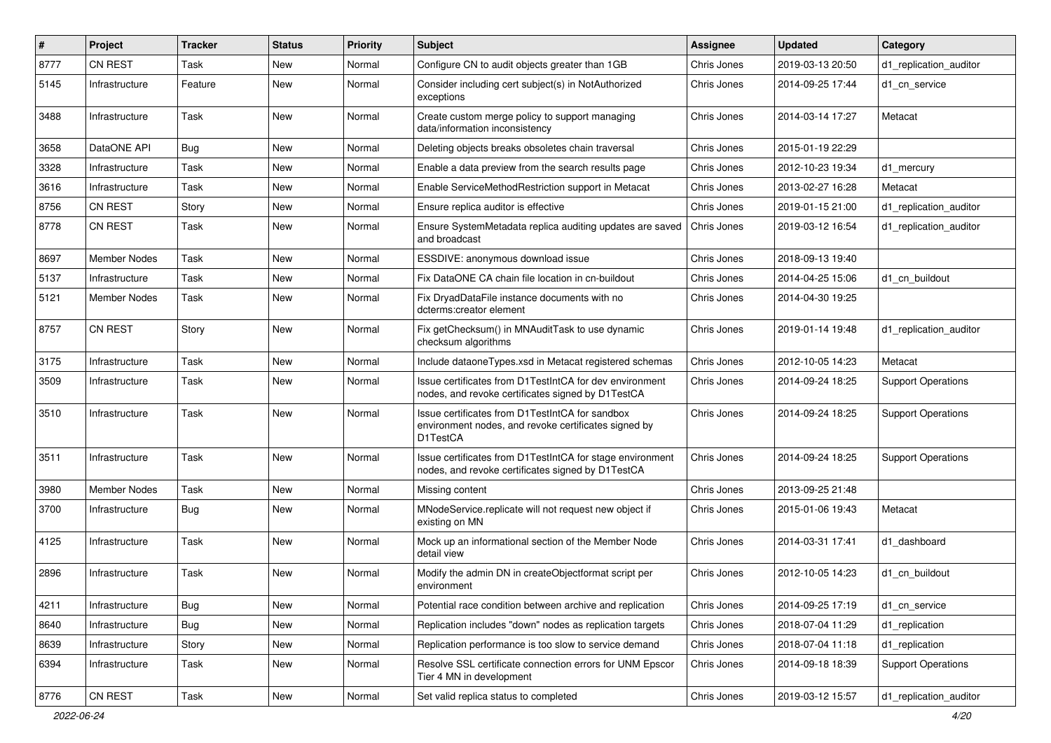| # | Project | Tracker | Status | Priority | Subject | Assignee | Updated | Category |
|---|---|---|---|---|---|---|---|---|
| 8777 | CN REST | Task | New | Normal | Configure CN to audit objects greater than 1GB | Chris Jones | 2019-03-13 20:50 | d1_replication_auditor |
| 5145 | Infrastructure | Feature | New | Normal | Consider including cert subject(s) in NotAuthorized exceptions | Chris Jones | 2014-09-25 17:44 | d1_cn_service |
| 3488 | Infrastructure | Task | New | Normal | Create custom merge policy to support managing data/information inconsistency | Chris Jones | 2014-03-14 17:27 | Metacat |
| 3658 | DataONE API | Bug | New | Normal | Deleting objects breaks obsoletes chain traversal | Chris Jones | 2015-01-19 22:29 | |
| 3328 | Infrastructure | Task | New | Normal | Enable a data preview from the search results page | Chris Jones | 2012-10-23 19:34 | d1_mercury |
| 3616 | Infrastructure | Task | New | Normal | Enable ServiceMethodRestriction support in Metacat | Chris Jones | 2013-02-27 16:28 | Metacat |
| 8756 | CN REST | Story | New | Normal | Ensure replica auditor is effective | Chris Jones | 2019-01-15 21:00 | d1_replication_auditor |
| 8778 | CN REST | Task | New | Normal | Ensure SystemMetadata replica auditing updates are saved and broadcast | Chris Jones | 2019-03-12 16:54 | d1_replication_auditor |
| 8697 | Member Nodes | Task | New | Normal | ESSDIVE: anonymous download issue | Chris Jones | 2018-09-13 19:40 | |
| 5137 | Infrastructure | Task | New | Normal | Fix DataONE CA chain file location in cn-buildout | Chris Jones | 2014-04-25 15:06 | d1_cn_buildout |
| 5121 | Member Nodes | Task | New | Normal | Fix DryadDataFile instance documents with no dcterms:creator element | Chris Jones | 2014-04-30 19:25 | |
| 8757 | CN REST | Story | New | Normal | Fix getChecksum() in MNAuditTask to use dynamic checksum algorithms | Chris Jones | 2019-01-14 19:48 | d1_replication_auditor |
| 3175 | Infrastructure | Task | New | Normal | Include dataoneTypes.xsd in Metacat registered schemas | Chris Jones | 2012-10-05 14:23 | Metacat |
| 3509 | Infrastructure | Task | New | Normal | Issue certificates from D1TestIntCA for dev environment nodes, and revoke certificates signed by D1TestCA | Chris Jones | 2014-09-24 18:25 | Support Operations |
| 3510 | Infrastructure | Task | New | Normal | Issue certificates from D1TestIntCA for sandbox environment nodes, and revoke certificates signed by D1TestCA | Chris Jones | 2014-09-24 18:25 | Support Operations |
| 3511 | Infrastructure | Task | New | Normal | Issue certificates from D1TestIntCA for stage environment nodes, and revoke certificates signed by D1TestCA | Chris Jones | 2014-09-24 18:25 | Support Operations |
| 3980 | Member Nodes | Task | New | Normal | Missing content | Chris Jones | 2013-09-25 21:48 | |
| 3700 | Infrastructure | Bug | New | Normal | MNodeService.replicate will not request new object if existing on MN | Chris Jones | 2015-01-06 19:43 | Metacat |
| 4125 | Infrastructure | Task | New | Normal | Mock up an informational section of the Member Node detail view | Chris Jones | 2014-03-31 17:41 | d1_dashboard |
| 2896 | Infrastructure | Task | New | Normal | Modify the admin DN in createObjectformat script per environment | Chris Jones | 2012-10-05 14:23 | d1_cn_buildout |
| 4211 | Infrastructure | Bug | New | Normal | Potential race condition between archive and replication | Chris Jones | 2014-09-25 17:19 | d1_cn_service |
| 8640 | Infrastructure | Bug | New | Normal | Replication includes "down" nodes as replication targets | Chris Jones | 2018-07-04 11:29 | d1_replication |
| 8639 | Infrastructure | Story | New | Normal | Replication performance is too slow to service demand | Chris Jones | 2018-07-04 11:18 | d1_replication |
| 6394 | Infrastructure | Task | New | Normal | Resolve SSL certificate connection errors for UNM Epscor Tier 4 MN in development | Chris Jones | 2014-09-18 18:39 | Support Operations |
| 8776 | CN REST | Task | New | Normal | Set valid replica status to completed | Chris Jones | 2019-03-12 15:57 | d1_replication_auditor |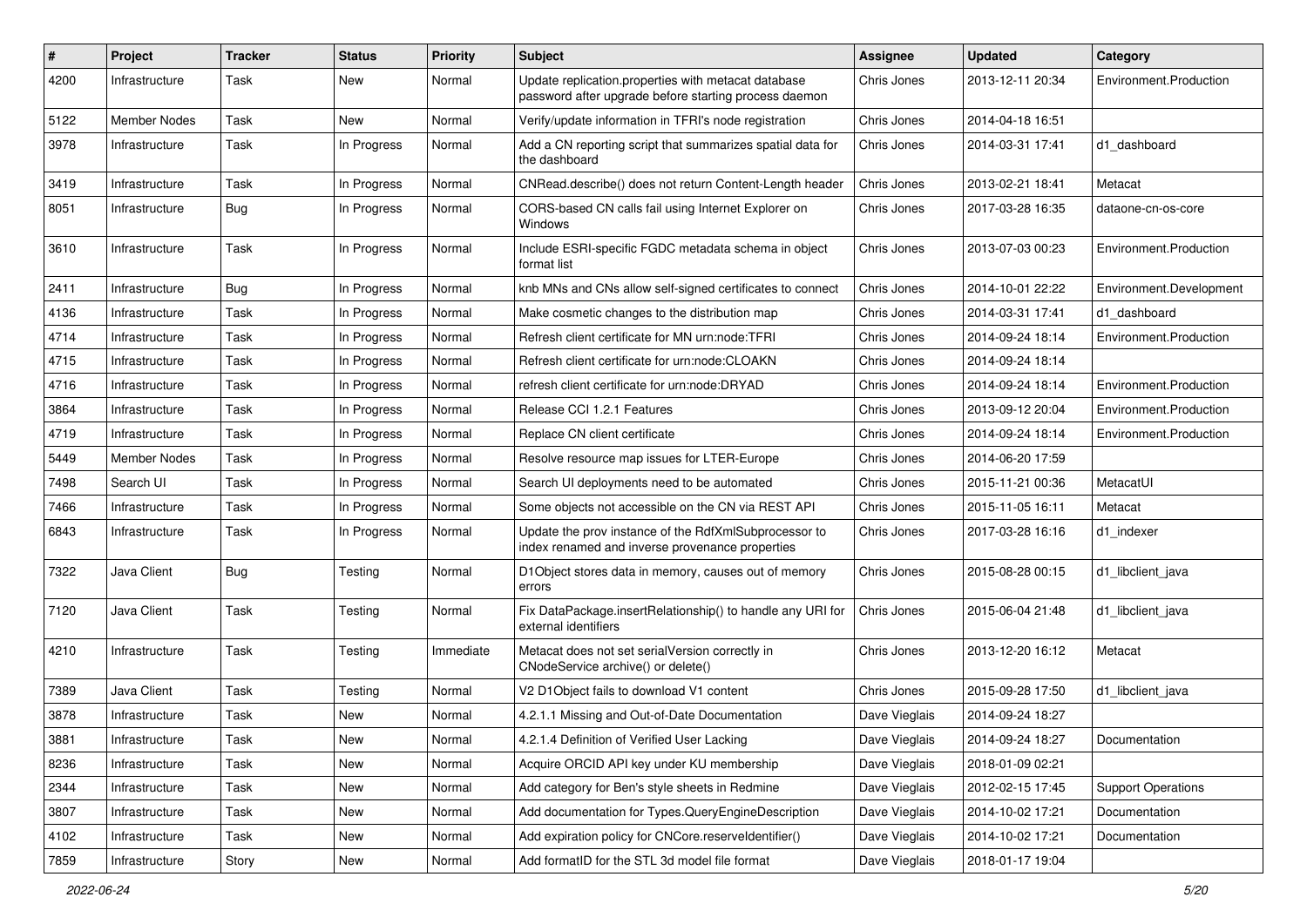| # | Project | Tracker | Status | Priority | Subject | Assignee | Updated | Category |
|---|---|---|---|---|---|---|---|---|
| 4200 | Infrastructure | Task | New | Normal | Update replication.properties with metacat database password after upgrade before starting process daemon | Chris Jones | 2013-12-11 20:34 | Environment.Production |
| 5122 | Member Nodes | Task | New | Normal | Verify/update information in TFRI's node registration | Chris Jones | 2014-04-18 16:51 | |
| 3978 | Infrastructure | Task | In Progress | Normal | Add a CN reporting script that summarizes spatial data for the dashboard | Chris Jones | 2014-03-31 17:41 | d1_dashboard |
| 3419 | Infrastructure | Task | In Progress | Normal | CNRead.describe() does not return Content-Length header | Chris Jones | 2013-02-21 18:41 | Metacat |
| 8051 | Infrastructure | Bug | In Progress | Normal | CORS-based CN calls fail using Internet Explorer on Windows | Chris Jones | 2017-03-28 16:35 | dataone-cn-os-core |
| 3610 | Infrastructure | Task | In Progress | Normal | Include ESRI-specific FGDC metadata schema in object format list | Chris Jones | 2013-07-03 00:23 | Environment.Production |
| 2411 | Infrastructure | Bug | In Progress | Normal | knb MNs and CNs allow self-signed certificates to connect | Chris Jones | 2014-10-01 22:22 | Environment.Development |
| 4136 | Infrastructure | Task | In Progress | Normal | Make cosmetic changes to the distribution map | Chris Jones | 2014-03-31 17:41 | d1_dashboard |
| 4714 | Infrastructure | Task | In Progress | Normal | Refresh client certificate for MN urn:node:TFRI | Chris Jones | 2014-09-24 18:14 | Environment.Production |
| 4715 | Infrastructure | Task | In Progress | Normal | Refresh client certificate for urn:node:CLOAKN | Chris Jones | 2014-09-24 18:14 | |
| 4716 | Infrastructure | Task | In Progress | Normal | refresh client certificate for urn:node:DRYAD | Chris Jones | 2014-09-24 18:14 | Environment.Production |
| 3864 | Infrastructure | Task | In Progress | Normal | Release CCI 1.2.1 Features | Chris Jones | 2013-09-12 20:04 | Environment.Production |
| 4719 | Infrastructure | Task | In Progress | Normal | Replace CN client certificate | Chris Jones | 2014-09-24 18:14 | Environment.Production |
| 5449 | Member Nodes | Task | In Progress | Normal | Resolve resource map issues for LTER-Europe | Chris Jones | 2014-06-20 17:59 | |
| 7498 | Search UI | Task | In Progress | Normal | Search UI deployments need to be automated | Chris Jones | 2015-11-21 00:36 | MetacatUI |
| 7466 | Infrastructure | Task | In Progress | Normal | Some objects not accessible on the CN via REST API | Chris Jones | 2015-11-05 16:11 | Metacat |
| 6843 | Infrastructure | Task | In Progress | Normal | Update the prov instance of the RdfXmlSubprocessor to index renamed and inverse provenance properties | Chris Jones | 2017-03-28 16:16 | d1_indexer |
| 7322 | Java Client | Bug | Testing | Normal | D1Object stores data in memory, causes out of memory errors | Chris Jones | 2015-08-28 00:15 | d1_libclient_java |
| 7120 | Java Client | Task | Testing | Normal | Fix DataPackage.insertRelationship() to handle any URI for external identifiers | Chris Jones | 2015-06-04 21:48 | d1_libclient_java |
| 4210 | Infrastructure | Task | Testing | Immediate | Metacat does not set serialVersion correctly in CNodeService archive() or delete() | Chris Jones | 2013-12-20 16:12 | Metacat |
| 7389 | Java Client | Task | Testing | Normal | V2 D1Object fails to download V1 content | Chris Jones | 2015-09-28 17:50 | d1_libclient_java |
| 3878 | Infrastructure | Task | New | Normal | 4.2.1.1 Missing and Out-of-Date Documentation | Dave Vieglais | 2014-09-24 18:27 | |
| 3881 | Infrastructure | Task | New | Normal | 4.2.1.4 Definition of Verified User Lacking | Dave Vieglais | 2014-09-24 18:27 | Documentation |
| 8236 | Infrastructure | Task | New | Normal | Acquire ORCID API key under KU membership | Dave Vieglais | 2018-01-09 02:21 | |
| 2344 | Infrastructure | Task | New | Normal | Add category for Ben's style sheets in Redmine | Dave Vieglais | 2012-02-15 17:45 | Support Operations |
| 3807 | Infrastructure | Task | New | Normal | Add documentation for Types.QueryEngineDescription | Dave Vieglais | 2014-10-02 17:21 | Documentation |
| 4102 | Infrastructure | Task | New | Normal | Add expiration policy for CNCore.reserveIdentifier() | Dave Vieglais | 2014-10-02 17:21 | Documentation |
| 7859 | Infrastructure | Story | New | Normal | Add formatID for the STL 3d model file format | Dave Vieglais | 2018-01-17 19:04 | |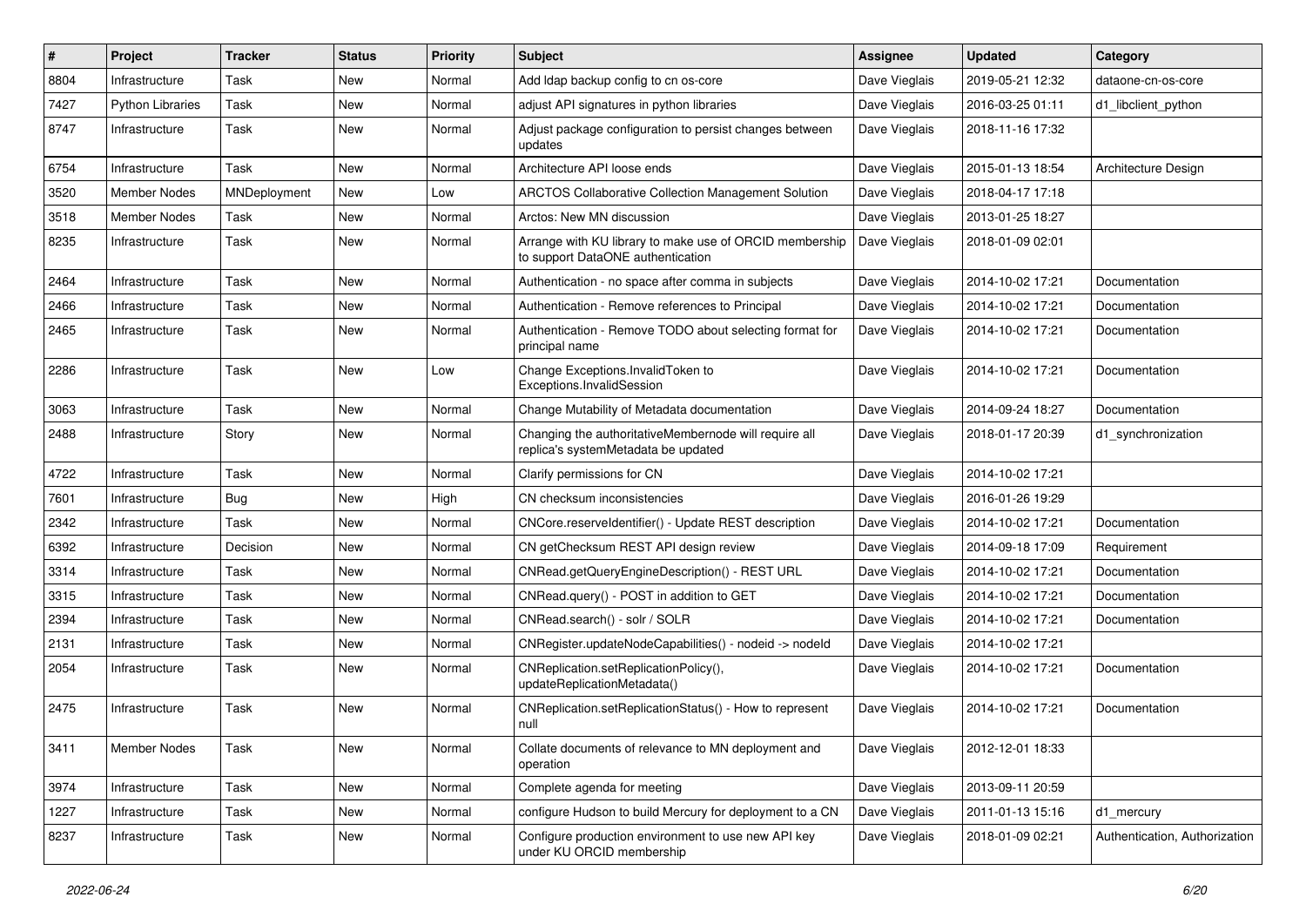| # | Project | Tracker | Status | Priority | Subject | Assignee | Updated | Category |
|---|---|---|---|---|---|---|---|---|
| 8804 | Infrastructure | Task | New | Normal | Add ldap backup config to cn os-core | Dave Vieglais | 2019-05-21 12:32 | dataone-cn-os-core |
| 7427 | Python Libraries | Task | New | Normal | adjust API signatures in python libraries | Dave Vieglais | 2016-03-25 01:11 | d1_libclient_python |
| 8747 | Infrastructure | Task | New | Normal | Adjust package configuration to persist changes between updates | Dave Vieglais | 2018-11-16 17:32 | |
| 6754 | Infrastructure | Task | New | Normal | Architecture API loose ends | Dave Vieglais | 2015-01-13 18:54 | Architecture Design |
| 3520 | Member Nodes | MNDeployment | New | Low | ARCTOS Collaborative Collection Management Solution | Dave Vieglais | 2018-04-17 17:18 | |
| 3518 | Member Nodes | Task | New | Normal | Arctos: New MN discussion | Dave Vieglais | 2013-01-25 18:27 | |
| 8235 | Infrastructure | Task | New | Normal | Arrange with KU library to make use of ORCID membership to support DataONE authentication | Dave Vieglais | 2018-01-09 02:01 | |
| 2464 | Infrastructure | Task | New | Normal | Authentication - no space after comma in subjects | Dave Vieglais | 2014-10-02 17:21 | Documentation |
| 2466 | Infrastructure | Task | New | Normal | Authentication - Remove references to Principal | Dave Vieglais | 2014-10-02 17:21 | Documentation |
| 2465 | Infrastructure | Task | New | Normal | Authentication - Remove TODO about selecting format for principal name | Dave Vieglais | 2014-10-02 17:21 | Documentation |
| 2286 | Infrastructure | Task | New | Low | Change Exceptions.InvalidToken to Exceptions.InvalidSession | Dave Vieglais | 2014-10-02 17:21 | Documentation |
| 3063 | Infrastructure | Task | New | Normal | Change Mutability of Metadata documentation | Dave Vieglais | 2014-09-24 18:27 | Documentation |
| 2488 | Infrastructure | Story | New | Normal | Changing the authoritativeMembernode will require all replica's systemMetadata be updated | Dave Vieglais | 2018-01-17 20:39 | d1_synchronization |
| 4722 | Infrastructure | Task | New | Normal | Clarify permissions for CN | Dave Vieglais | 2014-10-02 17:21 | |
| 7601 | Infrastructure | Bug | New | High | CN checksum inconsistencies | Dave Vieglais | 2016-01-26 19:29 | |
| 2342 | Infrastructure | Task | New | Normal | CNCore.reserveIdentifier() - Update REST description | Dave Vieglais | 2014-10-02 17:21 | Documentation |
| 6392 | Infrastructure | Decision | New | Normal | CN getChecksum REST API design review | Dave Vieglais | 2014-09-18 17:09 | Requirement |
| 3314 | Infrastructure | Task | New | Normal | CNRead.getQueryEngineDescription() - REST URL | Dave Vieglais | 2014-10-02 17:21 | Documentation |
| 3315 | Infrastructure | Task | New | Normal | CNRead.query() - POST in addition to GET | Dave Vieglais | 2014-10-02 17:21 | Documentation |
| 2394 | Infrastructure | Task | New | Normal | CNRead.search() - solr / SOLR | Dave Vieglais | 2014-10-02 17:21 | Documentation |
| 2131 | Infrastructure | Task | New | Normal | CNRegister.updateNodeCapabilities() - nodeid -> nodeId | Dave Vieglais | 2014-10-02 17:21 | |
| 2054 | Infrastructure | Task | New | Normal | CNReplication.setReplicationPolicy(), updateReplicationMetadata() | Dave Vieglais | 2014-10-02 17:21 | Documentation |
| 2475 | Infrastructure | Task | New | Normal | CNReplication.setReplicationStatus() - How to represent null | Dave Vieglais | 2014-10-02 17:21 | Documentation |
| 3411 | Member Nodes | Task | New | Normal | Collate documents of relevance to MN deployment and operation | Dave Vieglais | 2012-12-01 18:33 | |
| 3974 | Infrastructure | Task | New | Normal | Complete agenda for meeting | Dave Vieglais | 2013-09-11 20:59 | |
| 1227 | Infrastructure | Task | New | Normal | configure Hudson to build Mercury for deployment to a CN | Dave Vieglais | 2011-01-13 15:16 | d1_mercury |
| 8237 | Infrastructure | Task | New | Normal | Configure production environment to use new API key under KU ORCID membership | Dave Vieglais | 2018-01-09 02:21 | Authentication, Authorization |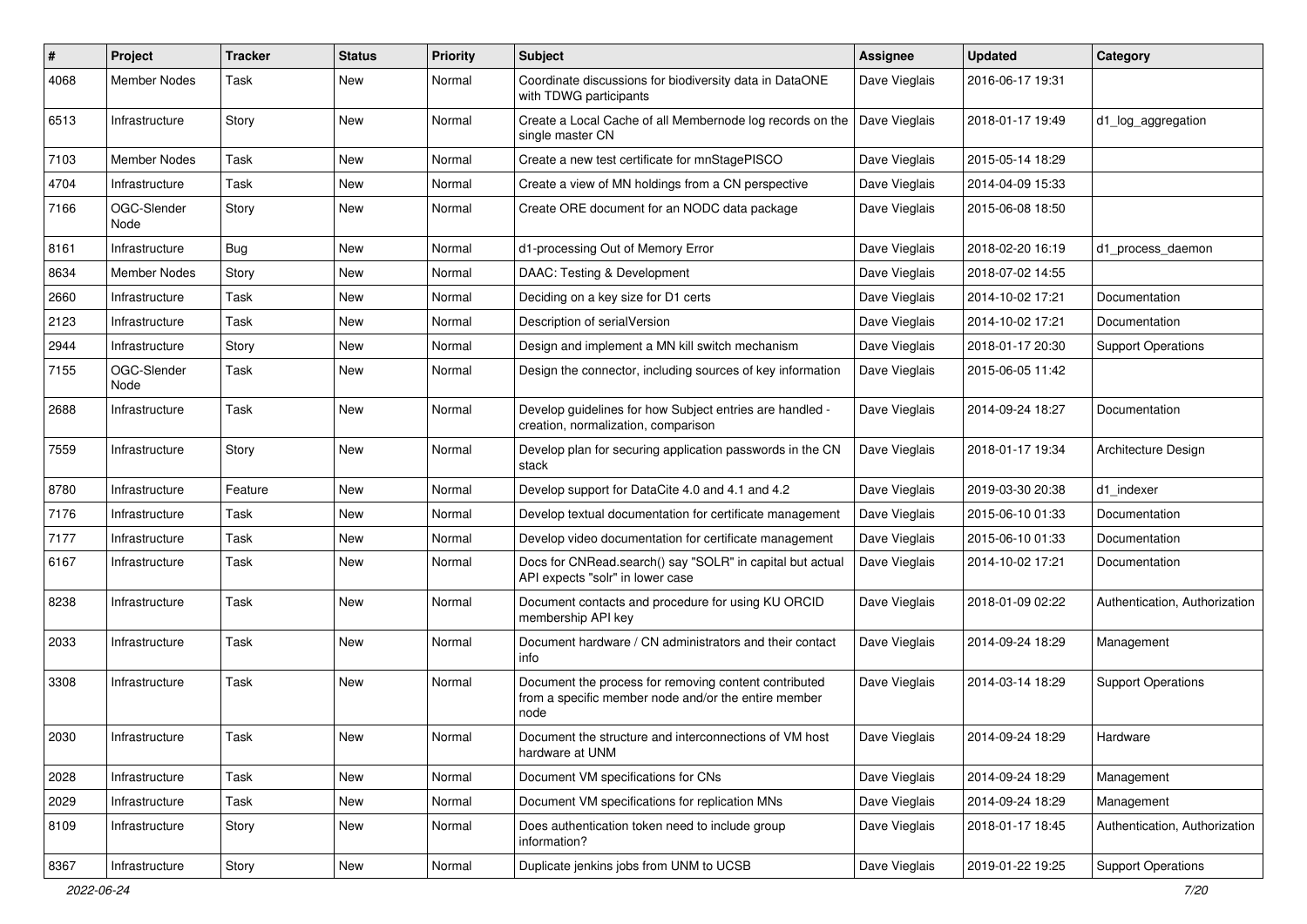| # | Project | Tracker | Status | Priority | Subject | Assignee | Updated | Category |
|---|---|---|---|---|---|---|---|---|
| 4068 | Member Nodes | Task | New | Normal | Coordinate discussions for biodiversity data in DataONE with TDWG participants | Dave Vieglais | 2016-06-17 19:31 | |
| 6513 | Infrastructure | Story | New | Normal | Create a Local Cache of all Membernode log records on the single master CN | Dave Vieglais | 2018-01-17 19:49 | d1_log_aggregation |
| 7103 | Member Nodes | Task | New | Normal | Create a new test certificate for mnStagePISCO | Dave Vieglais | 2015-05-14 18:29 | |
| 4704 | Infrastructure | Task | New | Normal | Create a view of MN holdings from a CN perspective | Dave Vieglais | 2014-04-09 15:33 | |
| 7166 | OGC-Slender Node | Story | New | Normal | Create ORE document for an NODC data package | Dave Vieglais | 2015-06-08 18:50 | |
| 8161 | Infrastructure | Bug | New | Normal | d1-processing Out of Memory Error | Dave Vieglais | 2018-02-20 16:19 | d1_process_daemon |
| 8634 | Member Nodes | Story | New | Normal | DAAC: Testing & Development | Dave Vieglais | 2018-07-02 14:55 | |
| 2660 | Infrastructure | Task | New | Normal | Deciding on a key size for D1 certs | Dave Vieglais | 2014-10-02 17:21 | Documentation |
| 2123 | Infrastructure | Task | New | Normal | Description of serialVersion | Dave Vieglais | 2014-10-02 17:21 | Documentation |
| 2944 | Infrastructure | Story | New | Normal | Design and implement a MN kill switch mechanism | Dave Vieglais | 2018-01-17 20:30 | Support Operations |
| 7155 | OGC-Slender Node | Task | New | Normal | Design the connector, including sources of key information | Dave Vieglais | 2015-06-05 11:42 | |
| 2688 | Infrastructure | Task | New | Normal | Develop guidelines for how Subject entries are handled - creation, normalization, comparison | Dave Vieglais | 2014-09-24 18:27 | Documentation |
| 7559 | Infrastructure | Story | New | Normal | Develop plan for securing application passwords in the CN stack | Dave Vieglais | 2018-01-17 19:34 | Architecture Design |
| 8780 | Infrastructure | Feature | New | Normal | Develop support for DataCite 4.0 and 4.1 and 4.2 | Dave Vieglais | 2019-03-30 20:38 | d1_indexer |
| 7176 | Infrastructure | Task | New | Normal | Develop textual documentation for certificate management | Dave Vieglais | 2015-06-10 01:33 | Documentation |
| 7177 | Infrastructure | Task | New | Normal | Develop video documentation for certificate management | Dave Vieglais | 2015-06-10 01:33 | Documentation |
| 6167 | Infrastructure | Task | New | Normal | Docs for CNRead.search() say "SOLR" in capital but actual API expects "solr" in lower case | Dave Vieglais | 2014-10-02 17:21 | Documentation |
| 8238 | Infrastructure | Task | New | Normal | Document contacts and procedure for using KU ORCID membership API key | Dave Vieglais | 2018-01-09 02:22 | Authentication, Authorization |
| 2033 | Infrastructure | Task | New | Normal | Document hardware / CN administrators and their contact info | Dave Vieglais | 2014-09-24 18:29 | Management |
| 3308 | Infrastructure | Task | New | Normal | Document the process for removing content contributed from a specific member node and/or the entire member node | Dave Vieglais | 2014-03-14 18:29 | Support Operations |
| 2030 | Infrastructure | Task | New | Normal | Document the structure and interconnections of VM host hardware at UNM | Dave Vieglais | 2014-09-24 18:29 | Hardware |
| 2028 | Infrastructure | Task | New | Normal | Document VM specifications for CNs | Dave Vieglais | 2014-09-24 18:29 | Management |
| 2029 | Infrastructure | Task | New | Normal | Document VM specifications for replication MNs | Dave Vieglais | 2014-09-24 18:29 | Management |
| 8109 | Infrastructure | Story | New | Normal | Does authentication token need to include group information? | Dave Vieglais | 2018-01-17 18:45 | Authentication, Authorization |
| 8367 | Infrastructure | Story | New | Normal | Duplicate jenkins jobs from UNM to UCSB | Dave Vieglais | 2019-01-22 19:25 | Support Operations |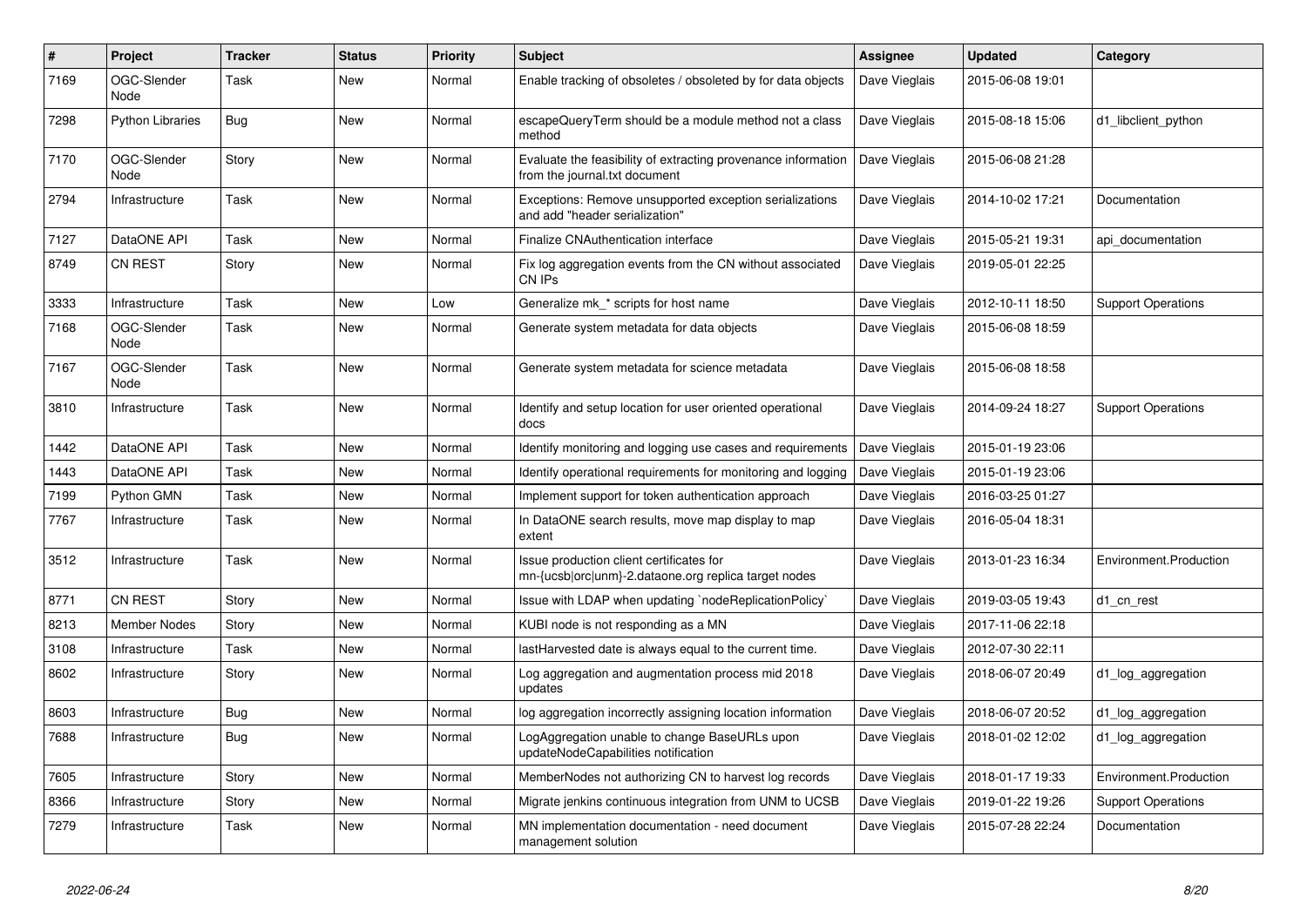| # | Project | Tracker | Status | Priority | Subject | Assignee | Updated | Category |
|---|---|---|---|---|---|---|---|---|
| 7169 | OGC-Slender Node | Task | New | Normal | Enable tracking of obsoletes / obsoleted by for data objects | Dave Vieglais | 2015-06-08 19:01 | |
| 7298 | Python Libraries | Bug | New | Normal | escapeQueryTerm should be a module method not a class method | Dave Vieglais | 2015-08-18 15:06 | d1_libclient_python |
| 7170 | OGC-Slender Node | Story | New | Normal | Evaluate the feasibility of extracting provenance information from the journal.txt document | Dave Vieglais | 2015-06-08 21:28 | |
| 2794 | Infrastructure | Task | New | Normal | Exceptions: Remove unsupported exception serializations and add "header serialization" | Dave Vieglais | 2014-10-02 17:21 | Documentation |
| 7127 | DataONE API | Task | New | Normal | Finalize CNAuthentication interface | Dave Vieglais | 2015-05-21 19:31 | api_documentation |
| 8749 | CN REST | Story | New | Normal | Fix log aggregation events from the CN without associated CN IPs | Dave Vieglais | 2019-05-01 22:25 | |
| 3333 | Infrastructure | Task | New | Low | Generalize mk_* scripts for host name | Dave Vieglais | 2012-10-11 18:50 | Support Operations |
| 7168 | OGC-Slender Node | Task | New | Normal | Generate system metadata for data objects | Dave Vieglais | 2015-06-08 18:59 | |
| 7167 | OGC-Slender Node | Task | New | Normal | Generate system metadata for science metadata | Dave Vieglais | 2015-06-08 18:58 | |
| 3810 | Infrastructure | Task | New | Normal | Identify and setup location for user oriented operational docs | Dave Vieglais | 2014-09-24 18:27 | Support Operations |
| 1442 | DataONE API | Task | New | Normal | Identify monitoring and logging use cases and requirements | Dave Vieglais | 2015-01-19 23:06 | |
| 1443 | DataONE API | Task | New | Normal | Identify operational requirements for monitoring and logging | Dave Vieglais | 2015-01-19 23:06 | |
| 7199 | Python GMN | Task | New | Normal | Implement support for token authentication approach | Dave Vieglais | 2016-03-25 01:27 | |
| 7767 | Infrastructure | Task | New | Normal | In DataONE search results, move map display to map extent | Dave Vieglais | 2016-05-04 18:31 | |
| 3512 | Infrastructure | Task | New | Normal | Issue production client certificates for mn-{ucsb\|orc\|unm}-2.dataone.org replica target nodes | Dave Vieglais | 2013-01-23 16:34 | Environment.Production |
| 8771 | CN REST | Story | New | Normal | Issue with LDAP when updating `nodeReplicationPolicy` | Dave Vieglais | 2019-03-05 19:43 | d1_cn_rest |
| 8213 | Member Nodes | Story | New | Normal | KUBI node is not responding as a MN | Dave Vieglais | 2017-11-06 22:18 | |
| 3108 | Infrastructure | Task | New | Normal | lastHarvested date is always equal to the current time. | Dave Vieglais | 2012-07-30 22:11 | |
| 8602 | Infrastructure | Story | New | Normal | Log aggregation and augmentation process mid 2018 updates | Dave Vieglais | 2018-06-07 20:49 | d1_log_aggregation |
| 8603 | Infrastructure | Bug | New | Normal | log aggregation incorrectly assigning location information | Dave Vieglais | 2018-06-07 20:52 | d1_log_aggregation |
| 7688 | Infrastructure | Bug | New | Normal | LogAggregation unable to change BaseURLs upon updateNodeCapabilities notification | Dave Vieglais | 2018-01-02 12:02 | d1_log_aggregation |
| 7605 | Infrastructure | Story | New | Normal | MemberNodes not authorizing CN to harvest log records | Dave Vieglais | 2018-01-17 19:33 | Environment.Production |
| 8366 | Infrastructure | Story | New | Normal | Migrate jenkins continuous integration from UNM to UCSB | Dave Vieglais | 2019-01-22 19:26 | Support Operations |
| 7279 | Infrastructure | Task | New | Normal | MN implementation documentation - need document management solution | Dave Vieglais | 2015-07-28 22:24 | Documentation |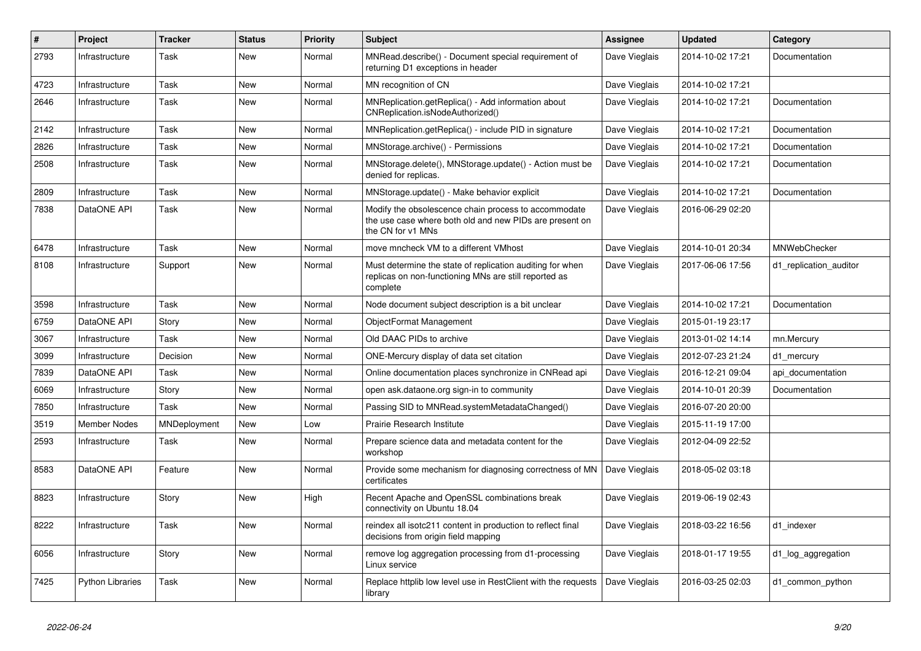| # | Project | Tracker | Status | Priority | Subject | Assignee | Updated | Category |
|---|---|---|---|---|---|---|---|---|
| 2793 | Infrastructure | Task | New | Normal | MNRead.describe() - Document special requirement of returning D1 exceptions in header | Dave Vieglais | 2014-10-02 17:21 | Documentation |
| 4723 | Infrastructure | Task | New | Normal | MN recognition of CN | Dave Vieglais | 2014-10-02 17:21 | |
| 2646 | Infrastructure | Task | New | Normal | MNReplication.getReplica() - Add information about CNReplication.isNodeAuthorized() | Dave Vieglais | 2014-10-02 17:21 | Documentation |
| 2142 | Infrastructure | Task | New | Normal | MNReplication.getReplica() - include PID in signature | Dave Vieglais | 2014-10-02 17:21 | Documentation |
| 2826 | Infrastructure | Task | New | Normal | MNStorage.archive() - Permissions | Dave Vieglais | 2014-10-02 17:21 | Documentation |
| 2508 | Infrastructure | Task | New | Normal | MNStorage.delete(), MNStorage.update() - Action must be denied for replicas. | Dave Vieglais | 2014-10-02 17:21 | Documentation |
| 2809 | Infrastructure | Task | New | Normal | MNStorage.update() - Make behavior explicit | Dave Vieglais | 2014-10-02 17:21 | Documentation |
| 7838 | DataONE API | Task | New | Normal | Modify the obsolescence chain process to accommodate the use case where both old and new PIDs are present on the CN for v1 MNs | Dave Vieglais | 2016-06-29 02:20 | |
| 6478 | Infrastructure | Task | New | Normal | move mncheck VM to a different VMhost | Dave Vieglais | 2014-10-01 20:34 | MNWebChecker |
| 8108 | Infrastructure | Support | New | Normal | Must determine the state of replication auditing for when replicas on non-functioning MNs are still reported as complete | Dave Vieglais | 2017-06-06 17:56 | d1_replication_auditor |
| 3598 | Infrastructure | Task | New | Normal | Node document subject description is a bit unclear | Dave Vieglais | 2014-10-02 17:21 | Documentation |
| 6759 | DataONE API | Story | New | Normal | ObjectFormat Management | Dave Vieglais | 2015-01-19 23:17 | |
| 3067 | Infrastructure | Task | New | Normal | Old DAAC PIDs to archive | Dave Vieglais | 2013-01-02 14:14 | mn.Mercury |
| 3099 | Infrastructure | Decision | New | Normal | ONE-Mercury display of data set citation | Dave Vieglais | 2012-07-23 21:24 | d1_mercury |
| 7839 | DataONE API | Task | New | Normal | Online documentation places synchronize in CNRead api | Dave Vieglais | 2016-12-21 09:04 | api_documentation |
| 6069 | Infrastructure | Story | New | Normal | open ask.dataone.org sign-in to community | Dave Vieglais | 2014-10-01 20:39 | Documentation |
| 7850 | Infrastructure | Task | New | Normal | Passing SID to MNRead.systemMetadataChanged() | Dave Vieglais | 2016-07-20 20:00 | |
| 3519 | Member Nodes | MNDeployment | New | Low | Prairie Research Institute | Dave Vieglais | 2015-11-19 17:00 | |
| 2593 | Infrastructure | Task | New | Normal | Prepare science data and metadata content for the workshop | Dave Vieglais | 2012-04-09 22:52 | |
| 8583 | DataONE API | Feature | New | Normal | Provide some mechanism for diagnosing correctness of MN certificates | Dave Vieglais | 2018-05-02 03:18 | |
| 8823 | Infrastructure | Story | New | High | Recent Apache and OpenSSL combinations break connectivity on Ubuntu 18.04 | Dave Vieglais | 2019-06-19 02:43 | |
| 8222 | Infrastructure | Task | New | Normal | reindex all isotc211 content in production to reflect final decisions from origin field mapping | Dave Vieglais | 2018-03-22 16:56 | d1_indexer |
| 6056 | Infrastructure | Story | New | Normal | remove log aggregation processing from d1-processing Linux service | Dave Vieglais | 2018-01-17 19:55 | d1_log_aggregation |
| 7425 | Python Libraries | Task | New | Normal | Replace httplib low level use in RestClient with the requests library | Dave Vieglais | 2016-03-25 02:03 | d1_common_python |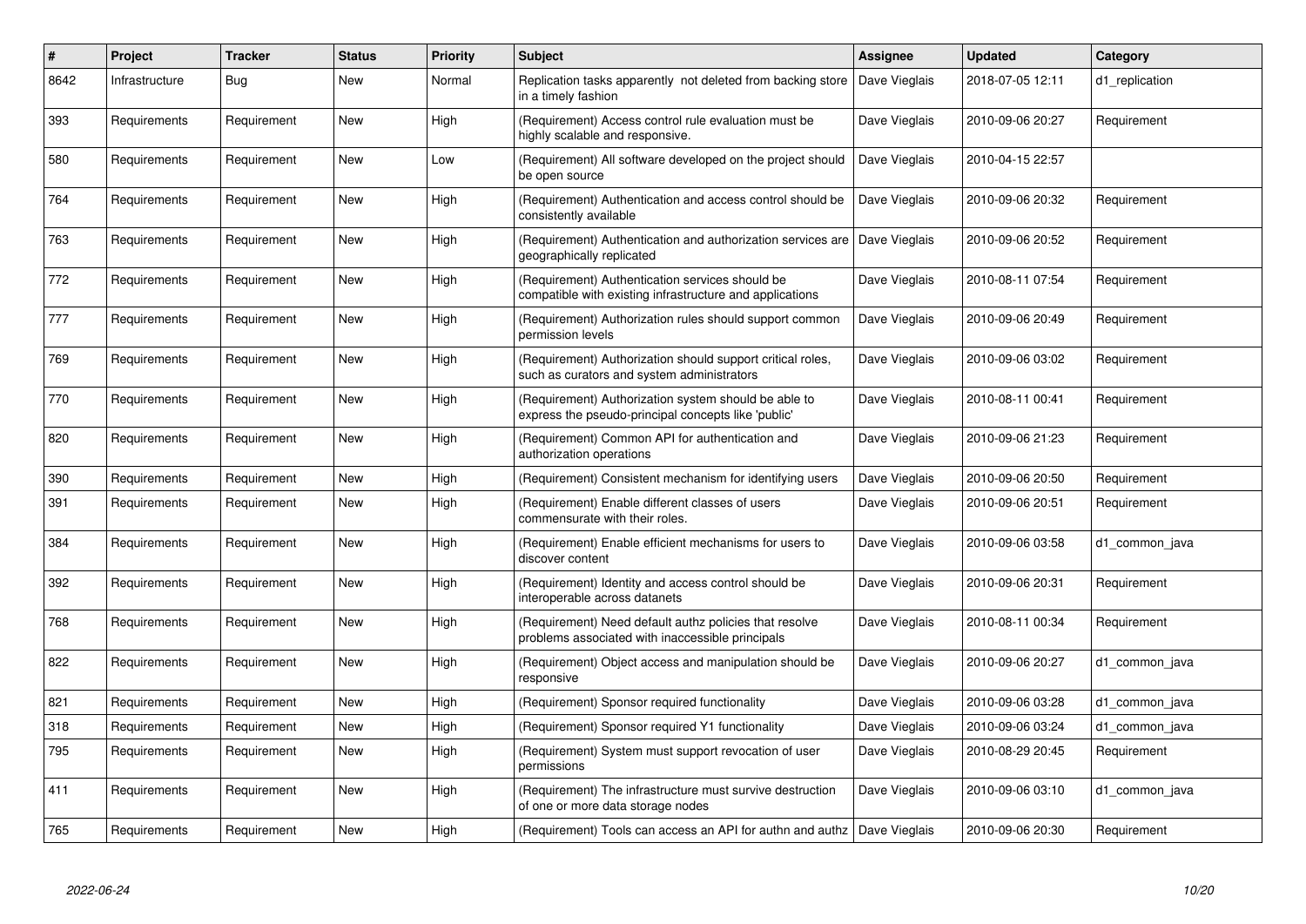| # | Project | Tracker | Status | Priority | Subject | Assignee | Updated | Category |
|---|---|---|---|---|---|---|---|---|
| 8642 | Infrastructure | Bug | New | Normal | Replication tasks apparently not deleted from backing store in a timely fashion | Dave Vieglais | 2018-07-05 12:11 | d1_replication |
| 393 | Requirements | Requirement | New | High | (Requirement) Access control rule evaluation must be highly scalable and responsive. | Dave Vieglais | 2010-09-06 20:27 | Requirement |
| 580 | Requirements | Requirement | New | Low | (Requirement) All software developed on the project should be open source | Dave Vieglais | 2010-04-15 22:57 | |
| 764 | Requirements | Requirement | New | High | (Requirement) Authentication and access control should be consistently available | Dave Vieglais | 2010-09-06 20:32 | Requirement |
| 763 | Requirements | Requirement | New | High | (Requirement) Authentication and authorization services are geographically replicated | Dave Vieglais | 2010-09-06 20:52 | Requirement |
| 772 | Requirements | Requirement | New | High | (Requirement) Authentication services should be compatible with existing infrastructure and applications | Dave Vieglais | 2010-08-11 07:54 | Requirement |
| 777 | Requirements | Requirement | New | High | (Requirement) Authorization rules should support common permission levels | Dave Vieglais | 2010-09-06 20:49 | Requirement |
| 769 | Requirements | Requirement | New | High | (Requirement) Authorization should support critical roles, such as curators and system administrators | Dave Vieglais | 2010-09-06 03:02 | Requirement |
| 770 | Requirements | Requirement | New | High | (Requirement) Authorization system should be able to express the pseudo-principal concepts like 'public' | Dave Vieglais | 2010-08-11 00:41 | Requirement |
| 820 | Requirements | Requirement | New | High | (Requirement) Common API for authentication and authorization operations | Dave Vieglais | 2010-09-06 21:23 | Requirement |
| 390 | Requirements | Requirement | New | High | (Requirement) Consistent mechanism for identifying users | Dave Vieglais | 2010-09-06 20:50 | Requirement |
| 391 | Requirements | Requirement | New | High | (Requirement) Enable different classes of users commensurate with their roles. | Dave Vieglais | 2010-09-06 20:51 | Requirement |
| 384 | Requirements | Requirement | New | High | (Requirement) Enable efficient mechanisms for users to discover content | Dave Vieglais | 2010-09-06 03:58 | d1_common_java |
| 392 | Requirements | Requirement | New | High | (Requirement) Identity and access control should be interoperable across datanets | Dave Vieglais | 2010-09-06 20:31 | Requirement |
| 768 | Requirements | Requirement | New | High | (Requirement) Need default authz policies that resolve problems associated with inaccessible principals | Dave Vieglais | 2010-08-11 00:34 | Requirement |
| 822 | Requirements | Requirement | New | High | (Requirement) Object access and manipulation should be responsive | Dave Vieglais | 2010-09-06 20:27 | d1_common_java |
| 821 | Requirements | Requirement | New | High | (Requirement) Sponsor required functionality | Dave Vieglais | 2010-09-06 03:28 | d1_common_java |
| 318 | Requirements | Requirement | New | High | (Requirement) Sponsor required Y1 functionality | Dave Vieglais | 2010-09-06 03:24 | d1_common_java |
| 795 | Requirements | Requirement | New | High | (Requirement) System must support revocation of user permissions | Dave Vieglais | 2010-08-29 20:45 | Requirement |
| 411 | Requirements | Requirement | New | High | (Requirement) The infrastructure must survive destruction of one or more data storage nodes | Dave Vieglais | 2010-09-06 03:10 | d1_common_java |
| 765 | Requirements | Requirement | New | High | (Requirement) Tools can access an API for authn and authz | Dave Vieglais | 2010-09-06 20:30 | Requirement |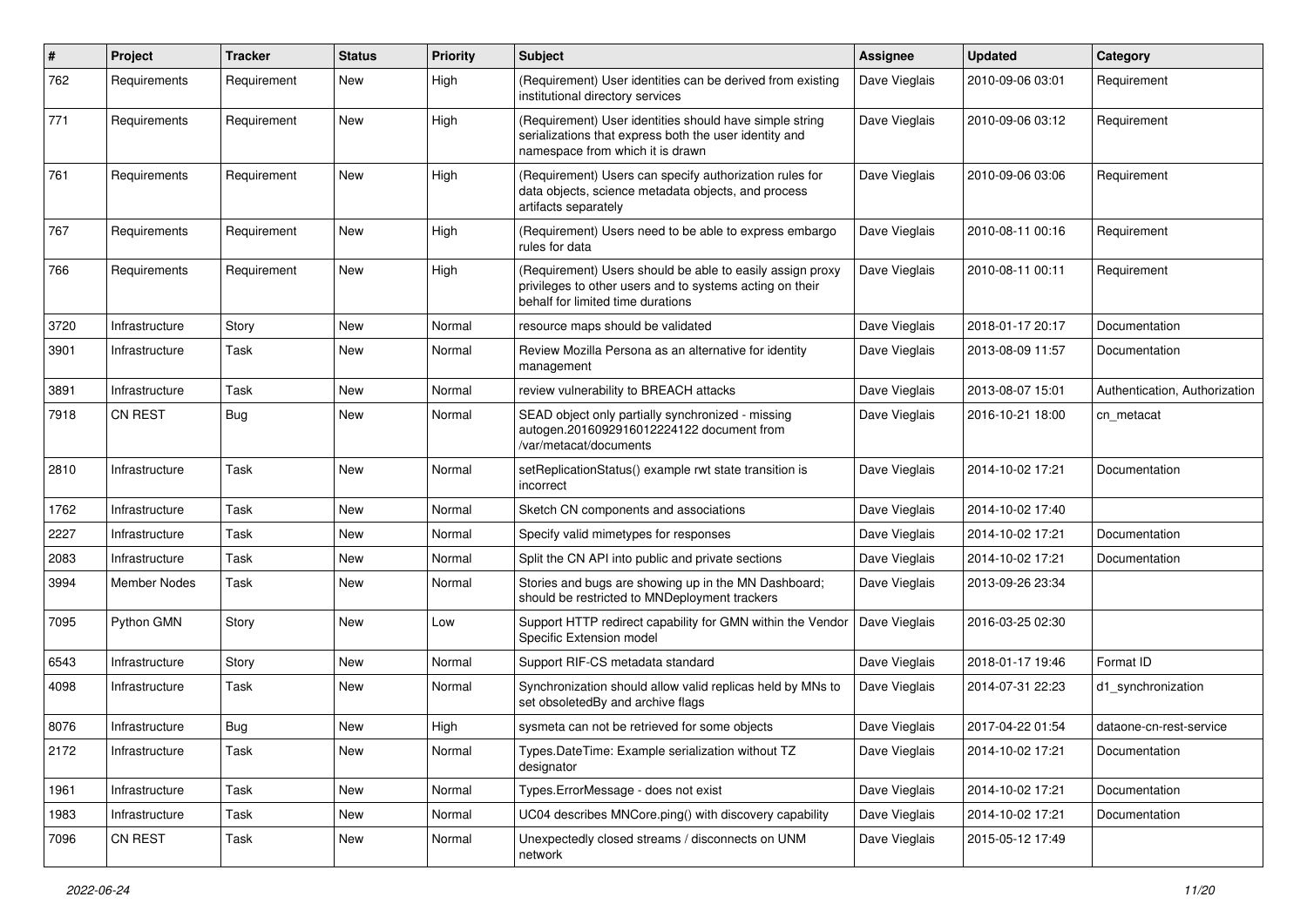| # | Project | Tracker | Status | Priority | Subject | Assignee | Updated | Category |
|---|---|---|---|---|---|---|---|---|
| 762 | Requirements | Requirement | New | High | (Requirement) User identities can be derived from existing institutional directory services | Dave Vieglais | 2010-09-06 03:01 | Requirement |
| 771 | Requirements | Requirement | New | High | (Requirement) User identities should have simple string serializations that express both the user identity and namespace from which it is drawn | Dave Vieglais | 2010-09-06 03:12 | Requirement |
| 761 | Requirements | Requirement | New | High | (Requirement) Users can specify authorization rules for data objects, science metadata objects, and process artifacts separately | Dave Vieglais | 2010-09-06 03:06 | Requirement |
| 767 | Requirements | Requirement | New | High | (Requirement) Users need to be able to express embargo rules for data | Dave Vieglais | 2010-08-11 00:16 | Requirement |
| 766 | Requirements | Requirement | New | High | (Requirement) Users should be able to easily assign proxy privileges to other users and to systems acting on their behalf for limited time durations | Dave Vieglais | 2010-08-11 00:11 | Requirement |
| 3720 | Infrastructure | Story | New | Normal | resource maps should be validated | Dave Vieglais | 2018-01-17 20:17 | Documentation |
| 3901 | Infrastructure | Task | New | Normal | Review Mozilla Persona as an alternative for identity management | Dave Vieglais | 2013-08-09 11:57 | Documentation |
| 3891 | Infrastructure | Task | New | Normal | review vulnerability to BREACH attacks | Dave Vieglais | 2013-08-07 15:01 | Authentication, Authorization |
| 7918 | CN REST | Bug | New | Normal | SEAD object only partially synchronized - missing autogen.2016092916012224122 document from /var/metacat/documents | Dave Vieglais | 2016-10-21 18:00 | cn_metacat |
| 2810 | Infrastructure | Task | New | Normal | setReplicationStatus() example rwt state transition is incorrect | Dave Vieglais | 2014-10-02 17:21 | Documentation |
| 1762 | Infrastructure | Task | New | Normal | Sketch CN components and associations | Dave Vieglais | 2014-10-02 17:40 | |
| 2227 | Infrastructure | Task | New | Normal | Specify valid mimetypes for responses | Dave Vieglais | 2014-10-02 17:21 | Documentation |
| 2083 | Infrastructure | Task | New | Normal | Split the CN API into public and private sections | Dave Vieglais | 2014-10-02 17:21 | Documentation |
| 3994 | Member Nodes | Task | New | Normal | Stories and bugs are showing up in the MN Dashboard; should be restricted to MNDeployment trackers | Dave Vieglais | 2013-09-26 23:34 | |
| 7095 | Python GMN | Story | New | Low | Support HTTP redirect capability for GMN within the Vendor Specific Extension model | Dave Vieglais | 2016-03-25 02:30 | |
| 6543 | Infrastructure | Story | New | Normal | Support RIF-CS metadata standard | Dave Vieglais | 2018-01-17 19:46 | Format ID |
| 4098 | Infrastructure | Task | New | Normal | Synchronization should allow valid replicas held by MNs to set obsoletedBy and archive flags | Dave Vieglais | 2014-07-31 22:23 | d1_synchronization |
| 8076 | Infrastructure | Bug | New | High | sysmeta can not be retrieved for some objects | Dave Vieglais | 2017-04-22 01:54 | dataone-cn-rest-service |
| 2172 | Infrastructure | Task | New | Normal | Types.DateTime: Example serialization without TZ designator | Dave Vieglais | 2014-10-02 17:21 | Documentation |
| 1961 | Infrastructure | Task | New | Normal | Types.ErrorMessage - does not exist | Dave Vieglais | 2014-10-02 17:21 | Documentation |
| 1983 | Infrastructure | Task | New | Normal | UC04 describes MNCore.ping() with discovery capability | Dave Vieglais | 2014-10-02 17:21 | Documentation |
| 7096 | CN REST | Task | New | Normal | Unexpectedly closed streams / disconnects on UNM network | Dave Vieglais | 2015-05-12 17:49 | |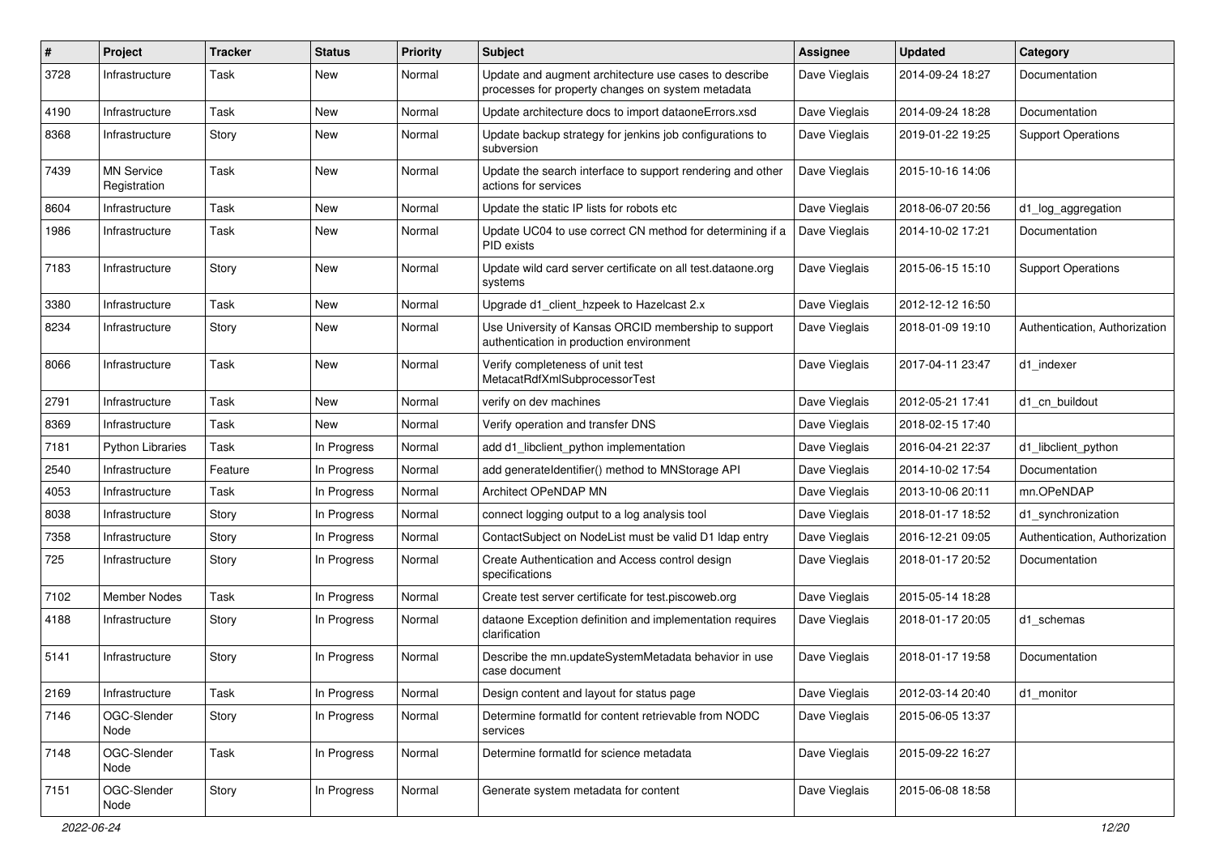| # | Project | Tracker | Status | Priority | Subject | Assignee | Updated | Category |
|---|---|---|---|---|---|---|---|---|
| 3728 | Infrastructure | Task | New | Normal | Update and augment architecture use cases to describe processes for property changes on system metadata | Dave Vieglais | 2014-09-24 18:27 | Documentation |
| 4190 | Infrastructure | Task | New | Normal | Update architecture docs to import dataoneErrors.xsd | Dave Vieglais | 2014-09-24 18:28 | Documentation |
| 8368 | Infrastructure | Story | New | Normal | Update backup strategy for jenkins job configurations to subversion | Dave Vieglais | 2019-01-22 19:25 | Support Operations |
| 7439 | MN Service Registration | Task | New | Normal | Update the search interface to support rendering and other actions for services | Dave Vieglais | 2015-10-16 14:06 | |
| 8604 | Infrastructure | Task | New | Normal | Update the static IP lists for robots etc | Dave Vieglais | 2018-06-07 20:56 | d1_log_aggregation |
| 1986 | Infrastructure | Task | New | Normal | Update UC04 to use correct CN method for determining if a PID exists | Dave Vieglais | 2014-10-02 17:21 | Documentation |
| 7183 | Infrastructure | Story | New | Normal | Update wild card server certificate on all test.dataone.org systems | Dave Vieglais | 2015-06-15 15:10 | Support Operations |
| 3380 | Infrastructure | Task | New | Normal | Upgrade d1_client_hzpeek to Hazelcast 2.x | Dave Vieglais | 2012-12-12 16:50 | |
| 8234 | Infrastructure | Story | New | Normal | Use University of Kansas ORCID membership to support authentication in production environment | Dave Vieglais | 2018-01-09 19:10 | Authentication, Authorization |
| 8066 | Infrastructure | Task | New | Normal | Verify completeness of unit test MetacatRdfXmlSubprocessorTest | Dave Vieglais | 2017-04-11 23:47 | d1_indexer |
| 2791 | Infrastructure | Task | New | Normal | verify on dev machines | Dave Vieglais | 2012-05-21 17:41 | d1_cn_buildout |
| 8369 | Infrastructure | Task | New | Normal | Verify operation and transfer DNS | Dave Vieglais | 2018-02-15 17:40 | |
| 7181 | Python Libraries | Task | In Progress | Normal | add d1_libclient_python implementation | Dave Vieglais | 2016-04-21 22:37 | d1_libclient_python |
| 2540 | Infrastructure | Feature | In Progress | Normal | add generateIdentifier() method to MNStorage API | Dave Vieglais | 2014-10-02 17:54 | Documentation |
| 4053 | Infrastructure | Task | In Progress | Normal | Architect OPeNDAP MN | Dave Vieglais | 2013-10-06 20:11 | mn.OPeNDAP |
| 8038 | Infrastructure | Story | In Progress | Normal | connect logging output to a log analysis tool | Dave Vieglais | 2018-01-17 18:52 | d1_synchronization |
| 7358 | Infrastructure | Story | In Progress | Normal | ContactSubject on NodeList must be valid D1 ldap entry | Dave Vieglais | 2016-12-21 09:05 | Authentication, Authorization |
| 725 | Infrastructure | Story | In Progress | Normal | Create Authentication and Access control design specifications | Dave Vieglais | 2018-01-17 20:52 | Documentation |
| 7102 | Member Nodes | Task | In Progress | Normal | Create test server certificate for test.piscoweb.org | Dave Vieglais | 2015-05-14 18:28 | |
| 4188 | Infrastructure | Story | In Progress | Normal | dataone Exception definition and implementation requires clarification | Dave Vieglais | 2018-01-17 20:05 | d1_schemas |
| 5141 | Infrastructure | Story | In Progress | Normal | Describe the mn.updateSystemMetadata behavior in use case document | Dave Vieglais | 2018-01-17 19:58 | Documentation |
| 2169 | Infrastructure | Task | In Progress | Normal | Design content and layout for status page | Dave Vieglais | 2012-03-14 20:40 | d1_monitor |
| 7146 | OGC-Slender Node | Story | In Progress | Normal | Determine formatId for content retrievable from NODC services | Dave Vieglais | 2015-06-05 13:37 | |
| 7148 | OGC-Slender Node | Task | In Progress | Normal | Determine formatId for science metadata | Dave Vieglais | 2015-09-22 16:27 | |
| 7151 | OGC-Slender Node | Story | In Progress | Normal | Generate system metadata for content | Dave Vieglais | 2015-06-08 18:58 | |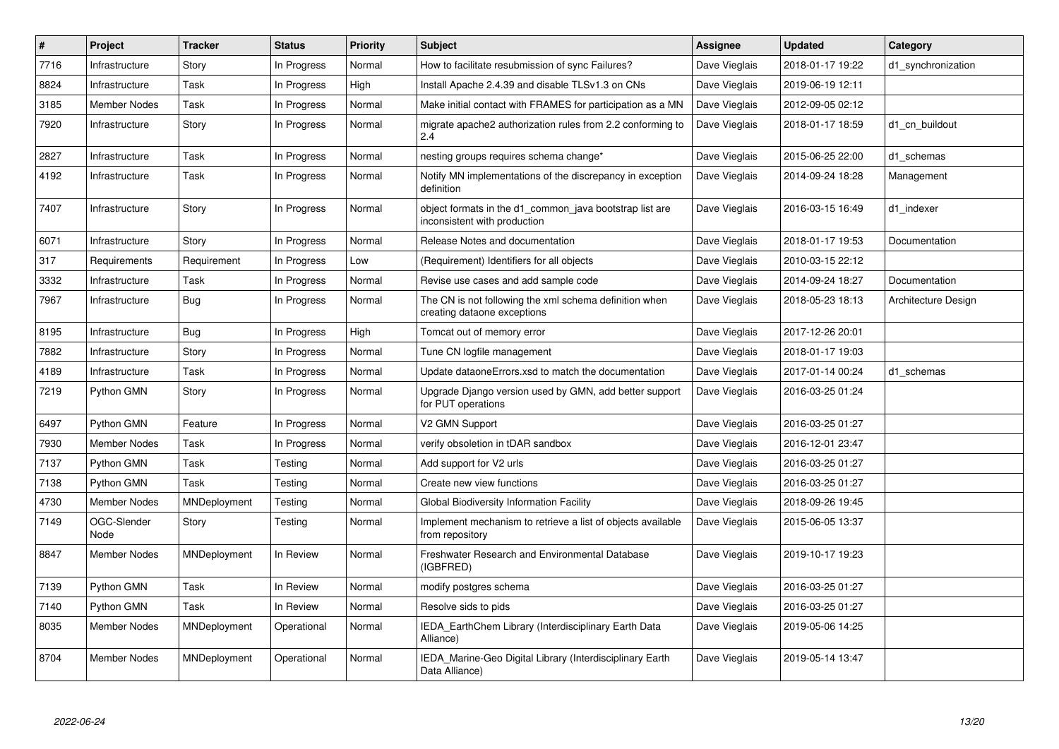| # | Project | Tracker | Status | Priority | Subject | Assignee | Updated | Category |
|---|---|---|---|---|---|---|---|---|
| 7716 | Infrastructure | Story | In Progress | Normal | How to facilitate resubmission of sync Failures? | Dave Vieglais | 2018-01-17 19:22 | d1_synchronization |
| 8824 | Infrastructure | Task | In Progress | High | Install Apache 2.4.39 and disable TLSv1.3 on CNs | Dave Vieglais | 2019-06-19 12:11 | |
| 3185 | Member Nodes | Task | In Progress | Normal | Make initial contact with FRAMES for participation as a MN | Dave Vieglais | 2012-09-05 02:12 | |
| 7920 | Infrastructure | Story | In Progress | Normal | migrate apache2 authorization rules from 2.2 conforming to 2.4 | Dave Vieglais | 2018-01-17 18:59 | d1_cn_buildout |
| 2827 | Infrastructure | Task | In Progress | Normal | nesting groups requires schema change* | Dave Vieglais | 2015-06-25 22:00 | d1_schemas |
| 4192 | Infrastructure | Task | In Progress | Normal | Notify MN implementations of the discrepancy in exception definition | Dave Vieglais | 2014-09-24 18:28 | Management |
| 7407 | Infrastructure | Story | In Progress | Normal | object formats in the d1_common_java bootstrap list are inconsistent with production | Dave Vieglais | 2016-03-15 16:49 | d1_indexer |
| 6071 | Infrastructure | Story | In Progress | Normal | Release Notes and documentation | Dave Vieglais | 2018-01-17 19:53 | Documentation |
| 317 | Requirements | Requirement | In Progress | Low | (Requirement) Identifiers for all objects | Dave Vieglais | 2010-03-15 22:12 | |
| 3332 | Infrastructure | Task | In Progress | Normal | Revise use cases and add sample code | Dave Vieglais | 2014-09-24 18:27 | Documentation |
| 7967 | Infrastructure | Bug | In Progress | Normal | The CN is not following the xml schema definition when creating dataone exceptions | Dave Vieglais | 2018-05-23 18:13 | Architecture Design |
| 8195 | Infrastructure | Bug | In Progress | High | Tomcat out of memory error | Dave Vieglais | 2017-12-26 20:01 | |
| 7882 | Infrastructure | Story | In Progress | Normal | Tune CN logfile management | Dave Vieglais | 2018-01-17 19:03 | |
| 4189 | Infrastructure | Task | In Progress | Normal | Update dataoneErrors.xsd to match the documentation | Dave Vieglais | 2017-01-14 00:24 | d1_schemas |
| 7219 | Python GMN | Story | In Progress | Normal | Upgrade Django version used by GMN, add better support for PUT operations | Dave Vieglais | 2016-03-25 01:24 | |
| 6497 | Python GMN | Feature | In Progress | Normal | V2 GMN Support | Dave Vieglais | 2016-03-25 01:27 | |
| 7930 | Member Nodes | Task | In Progress | Normal | verify obsoletion in tDAR sandbox | Dave Vieglais | 2016-12-01 23:47 | |
| 7137 | Python GMN | Task | Testing | Normal | Add support for V2 urls | Dave Vieglais | 2016-03-25 01:27 | |
| 7138 | Python GMN | Task | Testing | Normal | Create new view functions | Dave Vieglais | 2016-03-25 01:27 | |
| 4730 | Member Nodes | MNDeployment | Testing | Normal | Global Biodiversity Information Facility | Dave Vieglais | 2018-09-26 19:45 | |
| 7149 | OGC-Slender Node | Story | Testing | Normal | Implement mechanism to retrieve a list of objects available from repository | Dave Vieglais | 2015-06-05 13:37 | |
| 8847 | Member Nodes | MNDeployment | In Review | Normal | Freshwater Research and Environmental Database (IGBFRED) | Dave Vieglais | 2019-10-17 19:23 | |
| 7139 | Python GMN | Task | In Review | Normal | modify postgres schema | Dave Vieglais | 2016-03-25 01:27 | |
| 7140 | Python GMN | Task | In Review | Normal | Resolve sids to pids | Dave Vieglais | 2016-03-25 01:27 | |
| 8035 | Member Nodes | MNDeployment | Operational | Normal | IEDA_EarthChem Library (Interdisciplinary Earth Data Alliance) | Dave Vieglais | 2019-05-06 14:25 | |
| 8704 | Member Nodes | MNDeployment | Operational | Normal | IEDA_Marine-Geo Digital Library (Interdisciplinary Earth Data Alliance) | Dave Vieglais | 2019-05-14 13:47 | |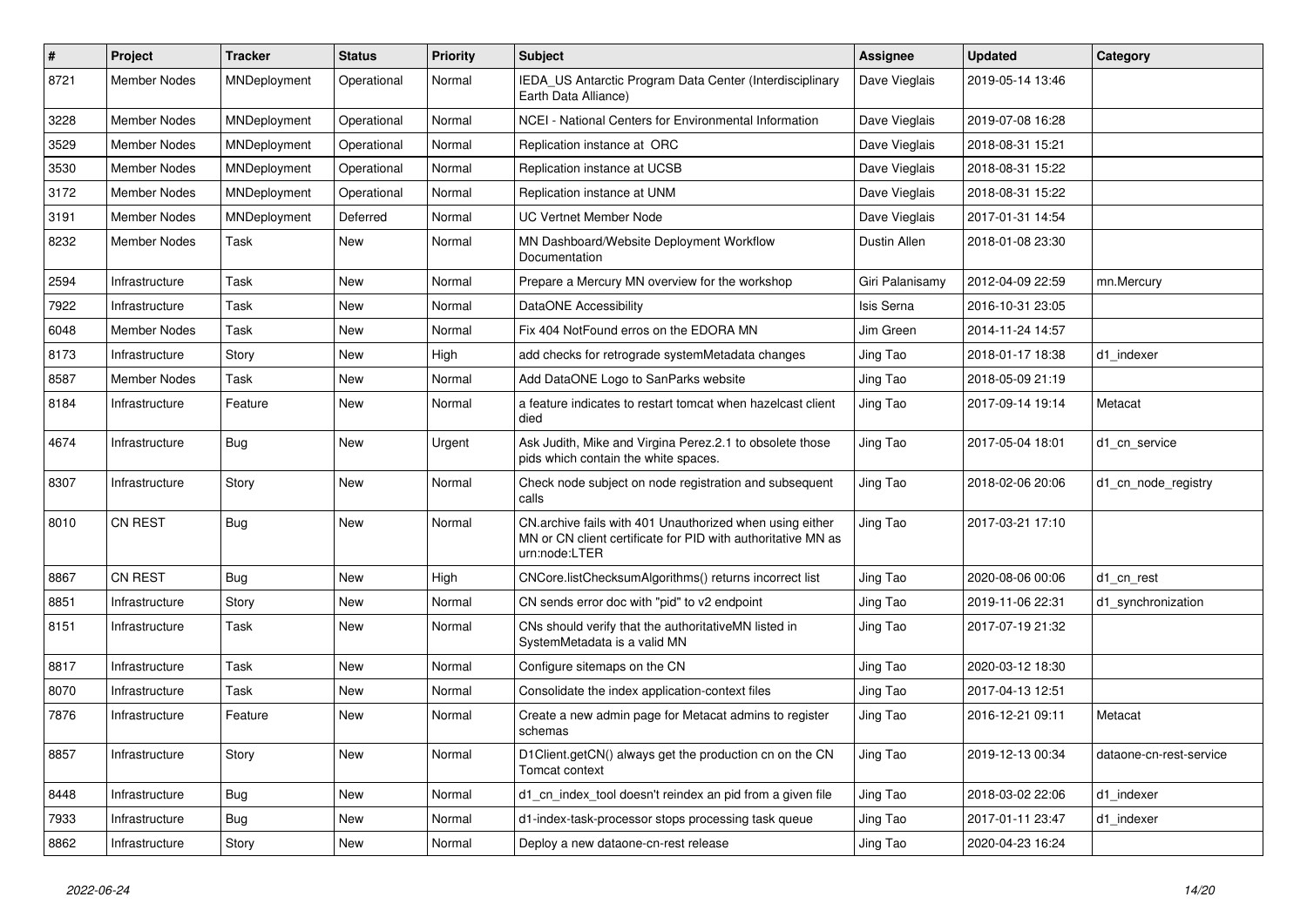| # | Project | Tracker | Status | Priority | Subject | Assignee | Updated | Category |
|---|---|---|---|---|---|---|---|---|
| 8721 | Member Nodes | MNDeployment | Operational | Normal | IEDA_US Antarctic Program Data Center (Interdisciplinary Earth Data Alliance) | Dave Vieglais | 2019-05-14 13:46 | |
| 3228 | Member Nodes | MNDeployment | Operational | Normal | NCEI - National Centers for Environmental Information | Dave Vieglais | 2019-07-08 16:28 | |
| 3529 | Member Nodes | MNDeployment | Operational | Normal | Replication instance at ORC | Dave Vieglais | 2018-08-31 15:21 | |
| 3530 | Member Nodes | MNDeployment | Operational | Normal | Replication instance at UCSB | Dave Vieglais | 2018-08-31 15:22 | |
| 3172 | Member Nodes | MNDeployment | Operational | Normal | Replication instance at UNM | Dave Vieglais | 2018-08-31 15:22 | |
| 3191 | Member Nodes | MNDeployment | Deferred | Normal | UC Vertnet Member Node | Dave Vieglais | 2017-01-31 14:54 | |
| 8232 | Member Nodes | Task | New | Normal | MN Dashboard/Website Deployment Workflow Documentation | Dustin Allen | 2018-01-08 23:30 | |
| 2594 | Infrastructure | Task | New | Normal | Prepare a Mercury MN overview for the workshop | Giri Palanisamy | 2012-04-09 22:59 | mn.Mercury |
| 7922 | Infrastructure | Task | New | Normal | DataONE Accessibility | Isis Serna | 2016-10-31 23:05 | |
| 6048 | Member Nodes | Task | New | Normal | Fix 404 NotFound erros on the EDORA MN | Jim Green | 2014-11-24 14:57 | |
| 8173 | Infrastructure | Story | New | High | add checks for retrograde systemMetadata changes | Jing Tao | 2018-01-17 18:38 | d1_indexer |
| 8587 | Member Nodes | Task | New | Normal | Add DataONE Logo to SanParks website | Jing Tao | 2018-05-09 21:19 | |
| 8184 | Infrastructure | Feature | New | Normal | a feature indicates to restart tomcat when hazelcast client died | Jing Tao | 2017-09-14 19:14 | Metacat |
| 4674 | Infrastructure | Bug | New | Urgent | Ask Judith, Mike and Virgina Perez.2.1 to obsolete those pids which contain the white spaces. | Jing Tao | 2017-05-04 18:01 | d1_cn_service |
| 8307 | Infrastructure | Story | New | Normal | Check node subject on node registration and subsequent calls | Jing Tao | 2018-02-06 20:06 | d1_cn_node_registry |
| 8010 | CN REST | Bug | New | Normal | CN.archive fails with 401 Unauthorized when using either MN or CN client certificate for PID with authoritative MN as urn:node:LTER | Jing Tao | 2017-03-21 17:10 | |
| 8867 | CN REST | Bug | New | High | CNCore.listChecksumAlgorithms() returns incorrect list | Jing Tao | 2020-08-06 00:06 | d1_cn_rest |
| 8851 | Infrastructure | Story | New | Normal | CN sends error doc with "pid" to v2 endpoint | Jing Tao | 2019-11-06 22:31 | d1_synchronization |
| 8151 | Infrastructure | Task | New | Normal | CNs should verify that the authoritativeMN listed in SystemMetadata is a valid MN | Jing Tao | 2017-07-19 21:32 | |
| 8817 | Infrastructure | Task | New | Normal | Configure sitemaps on the CN | Jing Tao | 2020-03-12 18:30 | |
| 8070 | Infrastructure | Task | New | Normal | Consolidate the index application-context files | Jing Tao | 2017-04-13 12:51 | |
| 7876 | Infrastructure | Feature | New | Normal | Create a new admin page for Metacat admins to register schemas | Jing Tao | 2016-12-21 09:11 | Metacat |
| 8857 | Infrastructure | Story | New | Normal | D1Client.getCN() always get the production cn on the CN Tomcat context | Jing Tao | 2019-12-13 00:34 | dataone-cn-rest-service |
| 8448 | Infrastructure | Bug | New | Normal | d1_cn_index_tool doesn't reindex an pid from a given file | Jing Tao | 2018-03-02 22:06 | d1_indexer |
| 7933 | Infrastructure | Bug | New | Normal | d1-index-task-processor stops processing task queue | Jing Tao | 2017-01-11 23:47 | d1_indexer |
| 8862 | Infrastructure | Story | New | Normal | Deploy a new dataone-cn-rest release | Jing Tao | 2020-04-23 16:24 | |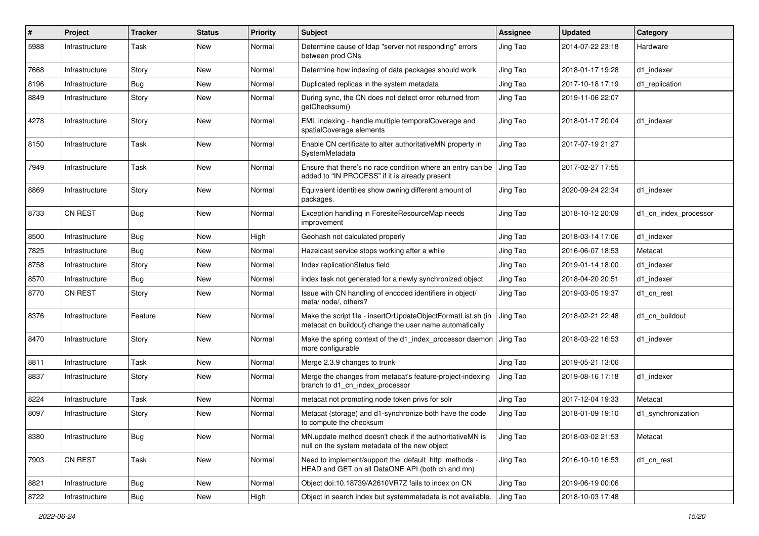| # | Project | Tracker | Status | Priority | Subject | Assignee | Updated | Category |
|---|---|---|---|---|---|---|---|---|
| 5988 | Infrastructure | Task | New | Normal | Determine cause of ldap "server not responding" errors between prod CNs | Jing Tao | 2014-07-22 23:18 | Hardware |
| 7668 | Infrastructure | Story | New | Normal | Determine how indexing of data packages should work | Jing Tao | 2018-01-17 19:28 | d1_indexer |
| 8196 | Infrastructure | Bug | New | Normal | Duplicated replicas in the system metadata | Jing Tao | 2017-10-18 17:19 | d1_replication |
| 8849 | Infrastructure | Story | New | Normal | During sync, the CN does not detect error returned from getChecksum() | Jing Tao | 2019-11-06 22:07 | |
| 4278 | Infrastructure | Story | New | Normal | EML indexing - handle multiple temporalCoverage and spatialCoverage elements | Jing Tao | 2018-01-17 20:04 | d1_indexer |
| 8150 | Infrastructure | Task | New | Normal | Enable CN certificate to alter authoritativeMN property in SystemMetadata | Jing Tao | 2017-07-19 21:27 | |
| 7949 | Infrastructure | Task | New | Normal | Ensure that there's no race condition where an entry can be added to "IN PROCESS" if it is already present | Jing Tao | 2017-02-27 17:55 | |
| 8869 | Infrastructure | Story | New | Normal | Equivalent identities show owning different amount of packages. | Jing Tao | 2020-09-24 22:34 | d1_indexer |
| 8733 | CN REST | Bug | New | Normal | Exception handling in ForesiteResourceMap needs improvement | Jing Tao | 2018-10-12 20:09 | d1_cn_index_processor |
| 8500 | Infrastructure | Bug | New | High | Geohash not calculated properly | Jing Tao | 2018-03-14 17:06 | d1_indexer |
| 7825 | Infrastructure | Bug | New | Normal | Hazelcast service stops working after a while | Jing Tao | 2016-06-07 18:53 | Metacat |
| 8758 | Infrastructure | Story | New | Normal | Index replicationStatus field | Jing Tao | 2019-01-14 18:00 | d1_indexer |
| 8570 | Infrastructure | Bug | New | Normal | index task not generated for a newly synchronized object | Jing Tao | 2018-04-20 20:51 | d1_indexer |
| 8770 | CN REST | Story | New | Normal | Issue with CN handling of encoded identifiers in object/ meta/ node/, others? | Jing Tao | 2019-03-05 19:37 | d1_cn_rest |
| 8376 | Infrastructure | Feature | New | Normal | Make the script file - insertOrUpdateObjectFormatList.sh (in metacat cn buildout) change the user name automatically | Jing Tao | 2018-02-21 22:48 | d1_cn_buildout |
| 8470 | Infrastructure | Story | New | Normal | Make the spring context of the d1_index_processor daemon more configurable | Jing Tao | 2018-03-22 16:53 | d1_indexer |
| 8811 | Infrastructure | Task | New | Normal | Merge 2.3.9 changes to trunk | Jing Tao | 2019-05-21 13:06 | |
| 8837 | Infrastructure | Story | New | Normal | Merge the changes from metacat's feature-project-indexing branch to d1_cn_index_processor | Jing Tao | 2019-08-16 17:18 | d1_indexer |
| 8224 | Infrastructure | Task | New | Normal | metacat not promoting node token privs for solr | Jing Tao | 2017-12-04 19:33 | Metacat |
| 8097 | Infrastructure | Story | New | Normal | Metacat (storage) and d1-synchronize both have the code to compute the checksum | Jing Tao | 2018-01-09 19:10 | d1_synchronization |
| 8380 | Infrastructure | Bug | New | Normal | MN.update method doesn't check if the authoritativeMN is null on the system metadata of the new object | Jing Tao | 2018-03-02 21:53 | Metacat |
| 7903 | CN REST | Task | New | Normal | Need to implement/support the default http methods - HEAD and GET on all DataONE API (both cn and mn) | Jing Tao | 2016-10-10 16:53 | d1_cn_rest |
| 8821 | Infrastructure | Bug | New | Normal | Object doi:10.18739/A2610VR7Z fails to index on CN | Jing Tao | 2019-06-19 00:06 | |
| 8722 | Infrastructure | Bug | New | High | Object in search index but systemmetadata is not available. | Jing Tao | 2018-10-03 17:48 | |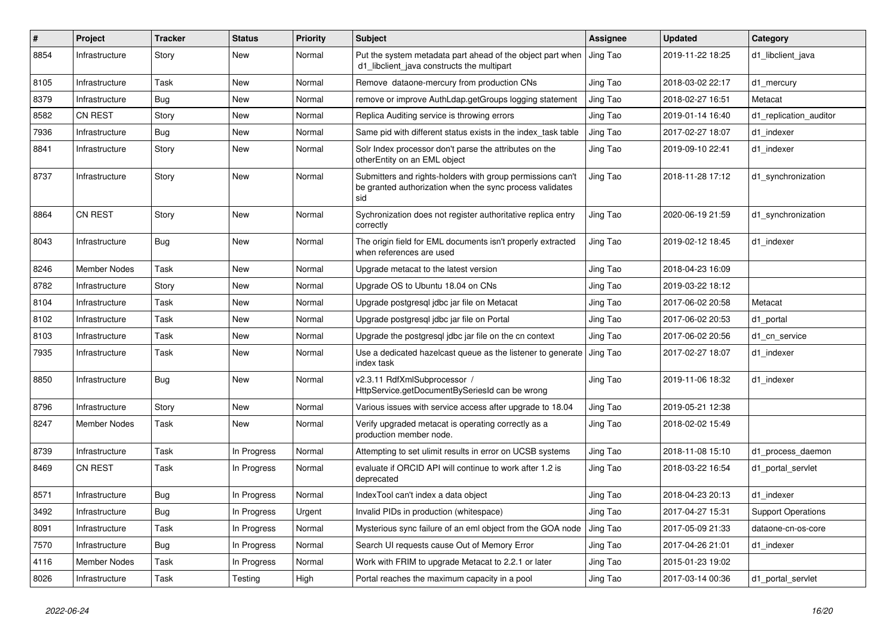| # | Project | Tracker | Status | Priority | Subject | Assignee | Updated | Category |
|---|---|---|---|---|---|---|---|---|
| 8854 | Infrastructure | Story | New | Normal | Put the system metadata part ahead of the object part when d1_libclient_java constructs the multipart | Jing Tao | 2019-11-22 18:25 | d1_libclient_java |
| 8105 | Infrastructure | Task | New | Normal | Remove dataone-mercury from production CNs | Jing Tao | 2018-03-02 22:17 | d1_mercury |
| 8379 | Infrastructure | Bug | New | Normal | remove or improve AuthLdap.getGroups logging statement | Jing Tao | 2018-02-27 16:51 | Metacat |
| 8582 | CN REST | Story | New | Normal | Replica Auditing service is throwing errors | Jing Tao | 2019-01-14 16:40 | d1_replication_auditor |
| 7936 | Infrastructure | Bug | New | Normal | Same pid with different status exists in the index_task table | Jing Tao | 2017-02-27 18:07 | d1_indexer |
| 8841 | Infrastructure | Story | New | Normal | Solr Index processor don't parse the attributes on the otherEntity on an EML object | Jing Tao | 2019-09-10 22:41 | d1_indexer |
| 8737 | Infrastructure | Story | New | Normal | Submitters and rights-holders with group permissions can't be granted authorization when the sync process validates sid | Jing Tao | 2018-11-28 17:12 | d1_synchronization |
| 8864 | CN REST | Story | New | Normal | Sychronization does not register authoritative replica entry correctly | Jing Tao | 2020-06-19 21:59 | d1_synchronization |
| 8043 | Infrastructure | Bug | New | Normal | The origin field for EML documents isn't properly extracted when references are used | Jing Tao | 2019-02-12 18:45 | d1_indexer |
| 8246 | Member Nodes | Task | New | Normal | Upgrade metacat to the latest version | Jing Tao | 2018-04-23 16:09 | |
| 8782 | Infrastructure | Story | New | Normal | Upgrade OS to Ubuntu 18.04 on CNs | Jing Tao | 2019-03-22 18:12 | |
| 8104 | Infrastructure | Task | New | Normal | Upgrade postgresql jdbc jar file on Metacat | Jing Tao | 2017-06-02 20:58 | Metacat |
| 8102 | Infrastructure | Task | New | Normal | Upgrade postgresql jdbc jar file on Portal | Jing Tao | 2017-06-02 20:53 | d1_portal |
| 8103 | Infrastructure | Task | New | Normal | Upgrade the postgresql jdbc jar file on the cn context | Jing Tao | 2017-06-02 20:56 | d1_cn_service |
| 7935 | Infrastructure | Task | New | Normal | Use a dedicated hazelcast queue as the listener to generate index task | Jing Tao | 2017-02-27 18:07 | d1_indexer |
| 8850 | Infrastructure | Bug | New | Normal | v2.3.11 RdfXmlSubprocessor / HttpService.getDocumentBySeriesId can be wrong | Jing Tao | 2019-11-06 18:32 | d1_indexer |
| 8796 | Infrastructure | Story | New | Normal | Various issues with service access after upgrade to 18.04 | Jing Tao | 2019-05-21 12:38 | |
| 8247 | Member Nodes | Task | New | Normal | Verify upgraded metacat is operating correctly as a production member node. | Jing Tao | 2018-02-02 15:49 | |
| 8739 | Infrastructure | Task | In Progress | Normal | Attempting to set ulimit results in error on UCSB systems | Jing Tao | 2018-11-08 15:10 | d1_process_daemon |
| 8469 | CN REST | Task | In Progress | Normal | evaluate if ORCID API will continue to work after 1.2 is deprecated | Jing Tao | 2018-03-22 16:54 | d1_portal_servlet |
| 8571 | Infrastructure | Bug | In Progress | Normal | IndexTool can't index a data object | Jing Tao | 2018-04-23 20:13 | d1_indexer |
| 3492 | Infrastructure | Bug | In Progress | Urgent | Invalid PIDs in production (whitespace) | Jing Tao | 2017-04-27 15:31 | Support Operations |
| 8091 | Infrastructure | Task | In Progress | Normal | Mysterious sync failure of an eml object from the GOA node | Jing Tao | 2017-05-09 21:33 | dataone-cn-os-core |
| 7570 | Infrastructure | Bug | In Progress | Normal | Search UI requests cause Out of Memory Error | Jing Tao | 2017-04-26 21:01 | d1_indexer |
| 4116 | Member Nodes | Task | In Progress | Normal | Work with FRIM to upgrade Metacat to 2.2.1 or later | Jing Tao | 2015-01-23 19:02 | |
| 8026 | Infrastructure | Task | Testing | High | Portal reaches the maximum capacity in a pool | Jing Tao | 2017-03-14 00:36 | d1_portal_servlet |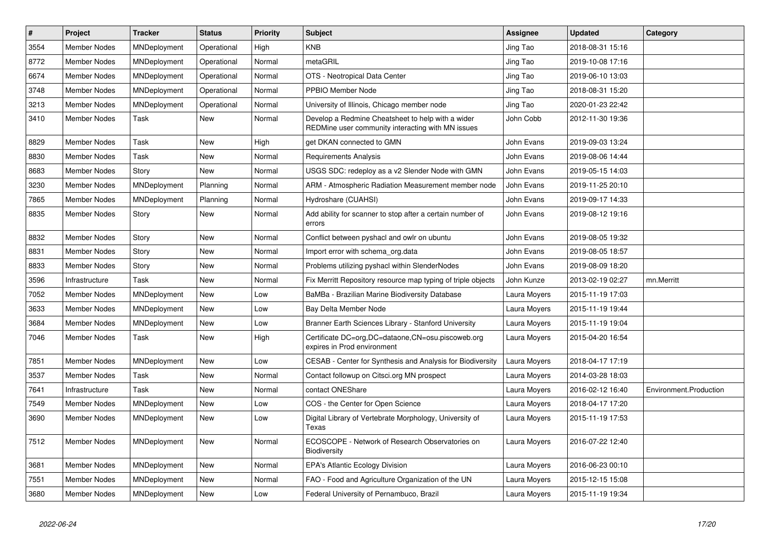| # | Project | Tracker | Status | Priority | Subject | Assignee | Updated | Category |
|---|---|---|---|---|---|---|---|---|
| 3554 | Member Nodes | MNDeployment | Operational | High | KNB | Jing Tao | 2018-08-31 15:16 | |
| 8772 | Member Nodes | MNDeployment | Operational | Normal | metaGRIL | Jing Tao | 2019-10-08 17:16 | |
| 6674 | Member Nodes | MNDeployment | Operational | Normal | OTS - Neotropical Data Center | Jing Tao | 2019-06-10 13:03 | |
| 3748 | Member Nodes | MNDeployment | Operational | Normal | PPBIO Member Node | Jing Tao | 2018-08-31 15:20 | |
| 3213 | Member Nodes | MNDeployment | Operational | Normal | University of Illinois, Chicago member node | Jing Tao | 2020-01-23 22:42 | |
| 3410 | Member Nodes | Task | New | Normal | Develop a Redmine Cheatsheet to help with a wider REDMine user community interacting with MN issues | John Cobb | 2012-11-30 19:36 | |
| 8829 | Member Nodes | Task | New | High | get DKAN connected to GMN | John Evans | 2019-09-03 13:24 | |
| 8830 | Member Nodes | Task | New | Normal | Requirements Analysis | John Evans | 2019-08-06 14:44 | |
| 8683 | Member Nodes | Story | New | Normal | USGS SDC: redeploy as a v2 Slender Node with GMN | John Evans | 2019-05-15 14:03 | |
| 3230 | Member Nodes | MNDeployment | Planning | Normal | ARM - Atmospheric Radiation Measurement member node | John Evans | 2019-11-25 20:10 | |
| 7865 | Member Nodes | MNDeployment | Planning | Normal | Hydroshare (CUAHSI) | John Evans | 2019-09-17 14:33 | |
| 8835 | Member Nodes | Story | New | Normal | Add ability for scanner to stop after a certain number of errors | John Evans | 2019-08-12 19:16 | |
| 8832 | Member Nodes | Story | New | Normal | Conflict between pyshacl and owlr on ubuntu | John Evans | 2019-08-05 19:32 | |
| 8831 | Member Nodes | Story | New | Normal | Import error with schema_org.data | John Evans | 2019-08-05 18:57 | |
| 8833 | Member Nodes | Story | New | Normal | Problems utilizing pyshacl within SlenderNodes | John Evans | 2019-08-09 18:20 | |
| 3596 | Infrastructure | Task | New | Normal | Fix Merritt Repository resource map typing of triple objects | John Kunze | 2013-02-19 02:27 | mn.Merritt |
| 7052 | Member Nodes | MNDeployment | New | Low | BaMBa - Brazilian Marine Biodiversity Database | Laura Moyers | 2015-11-19 17:03 | |
| 3633 | Member Nodes | MNDeployment | New | Low | Bay Delta Member Node | Laura Moyers | 2015-11-19 19:44 | |
| 3684 | Member Nodes | MNDeployment | New | Low | Branner Earth Sciences Library - Stanford University | Laura Moyers | 2015-11-19 19:04 | |
| 7046 | Member Nodes | Task | New | High | Certificate DC=org,DC=dataone,CN=osu.piscoweb.org expires in Prod environment | Laura Moyers | 2015-04-20 16:54 | |
| 7851 | Member Nodes | MNDeployment | New | Low | CESAB - Center for Synthesis and Analysis for Biodiversity | Laura Moyers | 2018-04-17 17:19 | |
| 3537 | Member Nodes | Task | New | Normal | Contact followup on Citsci.org MN prospect | Laura Moyers | 2014-03-28 18:03 | |
| 7641 | Infrastructure | Task | New | Normal | contact ONEShare | Laura Moyers | 2016-02-12 16:40 | Environment.Production |
| 7549 | Member Nodes | MNDeployment | New | Low | COS - the Center for Open Science | Laura Moyers | 2018-04-17 17:20 | |
| 3690 | Member Nodes | MNDeployment | New | Low | Digital Library of Vertebrate Morphology, University of Texas | Laura Moyers | 2015-11-19 17:53 | |
| 7512 | Member Nodes | MNDeployment | New | Normal | ECOSCOPE - Network of Research Observatories on Biodiversity | Laura Moyers | 2016-07-22 12:40 | |
| 3681 | Member Nodes | MNDeployment | New | Normal | EPA's Atlantic Ecology Division | Laura Moyers | 2016-06-23 00:10 | |
| 7551 | Member Nodes | MNDeployment | New | Normal | FAO - Food and Agriculture Organization of the UN | Laura Moyers | 2015-12-15 15:08 | |
| 3680 | Member Nodes | MNDeployment | New | Low | Federal University of Pernambuco, Brazil | Laura Moyers | 2015-11-19 19:34 | |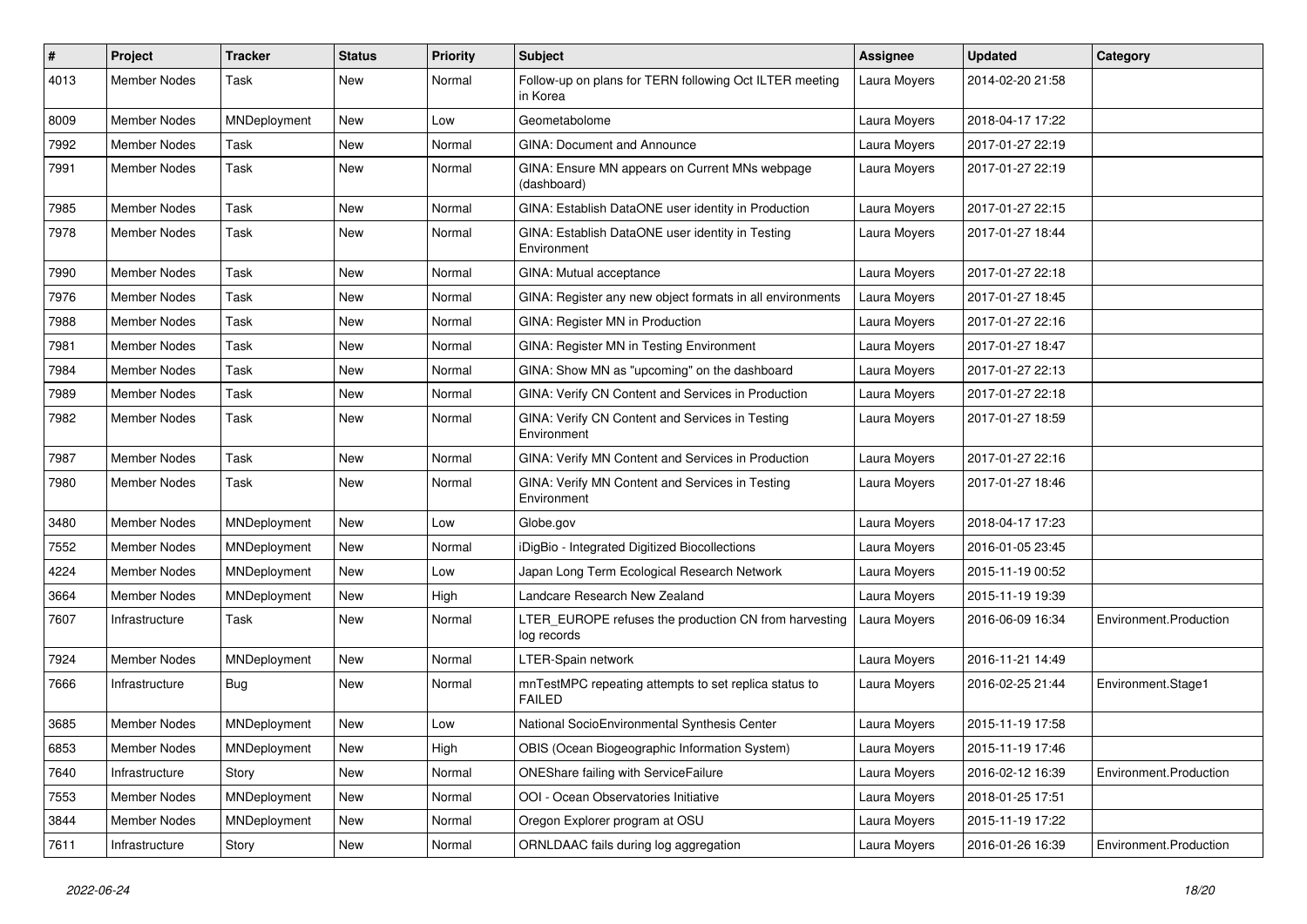| # | Project | Tracker | Status | Priority | Subject | Assignee | Updated | Category |
|---|---|---|---|---|---|---|---|---|
| 4013 | Member Nodes | Task | New | Normal | Follow-up on plans for TERN following Oct ILTER meeting in Korea | Laura Moyers | 2014-02-20 21:58 | |
| 8009 | Member Nodes | MNDeployment | New | Low | Geometabolome | Laura Moyers | 2018-04-17 17:22 | |
| 7992 | Member Nodes | Task | New | Normal | GINA: Document and Announce | Laura Moyers | 2017-01-27 22:19 | |
| 7991 | Member Nodes | Task | New | Normal | GINA: Ensure MN appears on Current MNs webpage (dashboard) | Laura Moyers | 2017-01-27 22:19 | |
| 7985 | Member Nodes | Task | New | Normal | GINA: Establish DataONE user identity in Production | Laura Moyers | 2017-01-27 22:15 | |
| 7978 | Member Nodes | Task | New | Normal | GINA: Establish DataONE user identity in Testing Environment | Laura Moyers | 2017-01-27 18:44 | |
| 7990 | Member Nodes | Task | New | Normal | GINA: Mutual acceptance | Laura Moyers | 2017-01-27 22:18 | |
| 7976 | Member Nodes | Task | New | Normal | GINA: Register any new object formats in all environments | Laura Moyers | 2017-01-27 18:45 | |
| 7988 | Member Nodes | Task | New | Normal | GINA: Register MN in Production | Laura Moyers | 2017-01-27 22:16 | |
| 7981 | Member Nodes | Task | New | Normal | GINA: Register MN in Testing Environment | Laura Moyers | 2017-01-27 18:47 | |
| 7984 | Member Nodes | Task | New | Normal | GINA: Show MN as "upcoming" on the dashboard | Laura Moyers | 2017-01-27 22:13 | |
| 7989 | Member Nodes | Task | New | Normal | GINA: Verify CN Content and Services in Production | Laura Moyers | 2017-01-27 22:18 | |
| 7982 | Member Nodes | Task | New | Normal | GINA: Verify CN Content and Services in Testing Environment | Laura Moyers | 2017-01-27 18:59 | |
| 7987 | Member Nodes | Task | New | Normal | GINA: Verify MN Content and Services in Production | Laura Moyers | 2017-01-27 22:16 | |
| 7980 | Member Nodes | Task | New | Normal | GINA: Verify MN Content and Services in Testing Environment | Laura Moyers | 2017-01-27 18:46 | |
| 3480 | Member Nodes | MNDeployment | New | Low | Globe.gov | Laura Moyers | 2018-04-17 17:23 | |
| 7552 | Member Nodes | MNDeployment | New | Normal | iDigBio - Integrated Digitized Biocollections | Laura Moyers | 2016-01-05 23:45 | |
| 4224 | Member Nodes | MNDeployment | New | Low | Japan Long Term Ecological Research Network | Laura Moyers | 2015-11-19 00:52 | |
| 3664 | Member Nodes | MNDeployment | New | High | Landcare Research New Zealand | Laura Moyers | 2015-11-19 19:39 | |
| 7607 | Infrastructure | Task | New | Normal | LTER_EUROPE refuses the production CN from harvesting log records | Laura Moyers | 2016-06-09 16:34 | Environment.Production |
| 7924 | Member Nodes | MNDeployment | New | Normal | LTER-Spain network | Laura Moyers | 2016-11-21 14:49 | |
| 7666 | Infrastructure | Bug | New | Normal | mnTestMPC repeating attempts to set replica status to FAILED | Laura Moyers | 2016-02-25 21:44 | Environment.Stage1 |
| 3685 | Member Nodes | MNDeployment | New | Low | National SocioEnvironmental Synthesis Center | Laura Moyers | 2015-11-19 17:58 | |
| 6853 | Member Nodes | MNDeployment | New | High | OBIS (Ocean Biogeographic Information System) | Laura Moyers | 2015-11-19 17:46 | |
| 7640 | Infrastructure | Story | New | Normal | ONEShare failing with ServiceFailure | Laura Moyers | 2016-02-12 16:39 | Environment.Production |
| 7553 | Member Nodes | MNDeployment | New | Normal | OOI - Ocean Observatories Initiative | Laura Moyers | 2018-01-25 17:51 | |
| 3844 | Member Nodes | MNDeployment | New | Normal | Oregon Explorer program at OSU | Laura Moyers | 2015-11-19 17:22 | |
| 7611 | Infrastructure | Story | New | Normal | ORNLDAAC fails during log aggregation | Laura Moyers | 2016-01-26 16:39 | Environment.Production |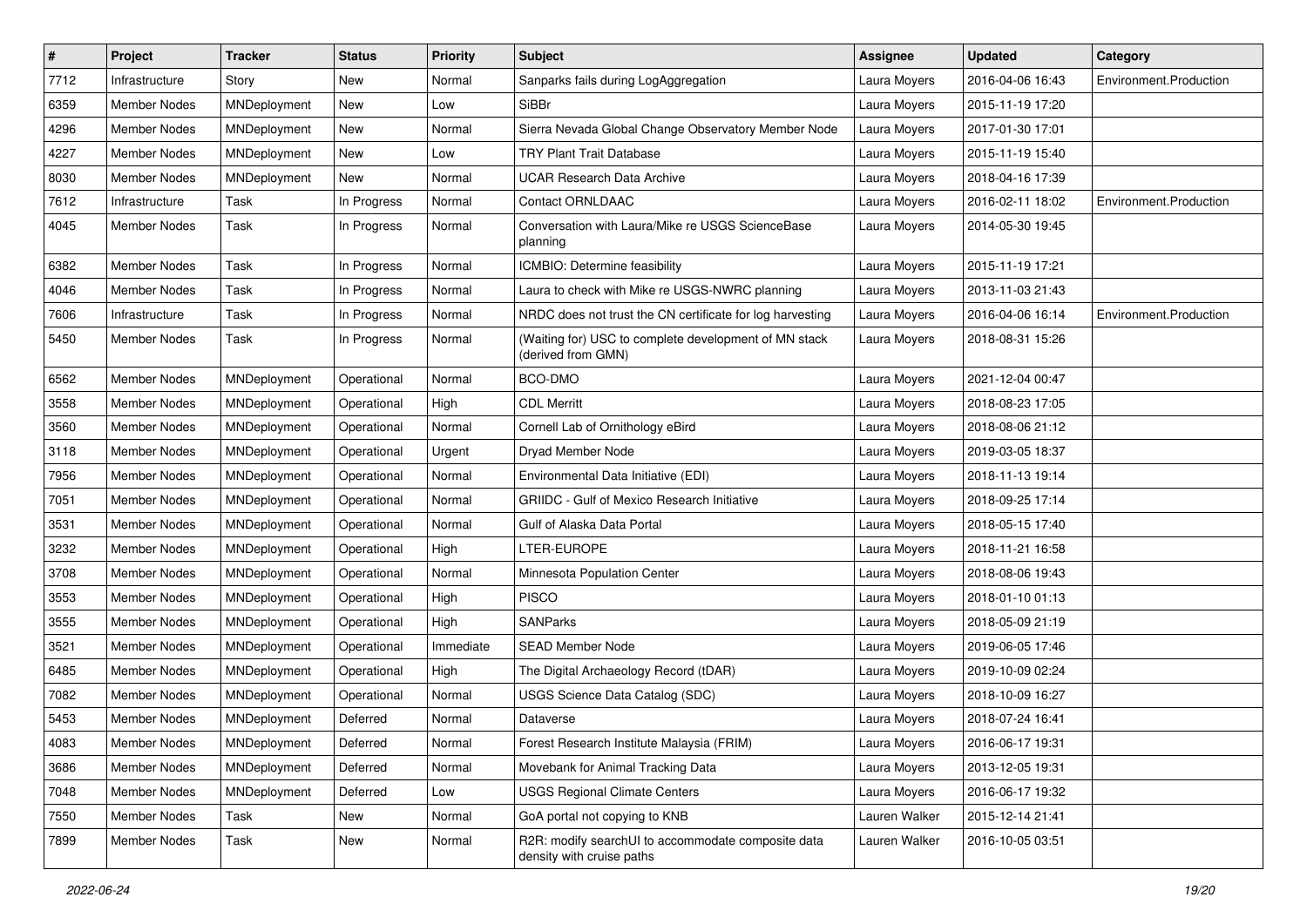| # | Project | Tracker | Status | Priority | Subject | Assignee | Updated | Category |
|---|---|---|---|---|---|---|---|---|
| 7712 | Infrastructure | Story | New | Normal | Sanparks fails during LogAggregation | Laura Moyers | 2016-04-06 16:43 | Environment.Production |
| 6359 | Member Nodes | MNDeployment | New | Low | SiBBr | Laura Moyers | 2015-11-19 17:20 | |
| 4296 | Member Nodes | MNDeployment | New | Normal | Sierra Nevada Global Change Observatory Member Node | Laura Moyers | 2017-01-30 17:01 | |
| 4227 | Member Nodes | MNDeployment | New | Low | TRY Plant Trait Database | Laura Moyers | 2015-11-19 15:40 | |
| 8030 | Member Nodes | MNDeployment | New | Normal | UCAR Research Data Archive | Laura Moyers | 2018-04-16 17:39 | |
| 7612 | Infrastructure | Task | In Progress | Normal | Contact ORNLDAAC | Laura Moyers | 2016-02-11 18:02 | Environment.Production |
| 4045 | Member Nodes | Task | In Progress | Normal | Conversation with Laura/Mike re USGS ScienceBase planning | Laura Moyers | 2014-05-30 19:45 | |
| 6382 | Member Nodes | Task | In Progress | Normal | ICMBIO: Determine feasibility | Laura Moyers | 2015-11-19 17:21 | |
| 4046 | Member Nodes | Task | In Progress | Normal | Laura to check with Mike re USGS-NWRC planning | Laura Moyers | 2013-11-03 21:43 | |
| 7606 | Infrastructure | Task | In Progress | Normal | NRDC does not trust the CN certificate for log harvesting | Laura Moyers | 2016-04-06 16:14 | Environment.Production |
| 5450 | Member Nodes | Task | In Progress | Normal | (Waiting for) USC to complete development of MN stack (derived from GMN) | Laura Moyers | 2018-08-31 15:26 | |
| 6562 | Member Nodes | MNDeployment | Operational | Normal | BCO-DMO | Laura Moyers | 2021-12-04 00:47 | |
| 3558 | Member Nodes | MNDeployment | Operational | High | CDL Merritt | Laura Moyers | 2018-08-23 17:05 | |
| 3560 | Member Nodes | MNDeployment | Operational | Normal | Cornell Lab of Ornithology eBird | Laura Moyers | 2018-08-06 21:12 | |
| 3118 | Member Nodes | MNDeployment | Operational | Urgent | Dryad Member Node | Laura Moyers | 2019-03-05 18:37 | |
| 7956 | Member Nodes | MNDeployment | Operational | Normal | Environmental Data Initiative (EDI) | Laura Moyers | 2018-11-13 19:14 | |
| 7051 | Member Nodes | MNDeployment | Operational | Normal | GRIIDC - Gulf of Mexico Research Initiative | Laura Moyers | 2018-09-25 17:14 | |
| 3531 | Member Nodes | MNDeployment | Operational | Normal | Gulf of Alaska Data Portal | Laura Moyers | 2018-05-15 17:40 | |
| 3232 | Member Nodes | MNDeployment | Operational | High | LTER-EUROPE | Laura Moyers | 2018-11-21 16:58 | |
| 3708 | Member Nodes | MNDeployment | Operational | Normal | Minnesota Population Center | Laura Moyers | 2018-08-06 19:43 | |
| 3553 | Member Nodes | MNDeployment | Operational | High | PISCO | Laura Moyers | 2018-01-10 01:13 | |
| 3555 | Member Nodes | MNDeployment | Operational | High | SANParks | Laura Moyers | 2018-05-09 21:19 | |
| 3521 | Member Nodes | MNDeployment | Operational | Immediate | SEAD Member Node | Laura Moyers | 2019-06-05 17:46 | |
| 6485 | Member Nodes | MNDeployment | Operational | High | The Digital Archaeology Record (tDAR) | Laura Moyers | 2019-10-09 02:24 | |
| 7082 | Member Nodes | MNDeployment | Operational | Normal | USGS Science Data Catalog (SDC) | Laura Moyers | 2018-10-09 16:27 | |
| 5453 | Member Nodes | MNDeployment | Deferred | Normal | Dataverse | Laura Moyers | 2018-07-24 16:41 | |
| 4083 | Member Nodes | MNDeployment | Deferred | Normal | Forest Research Institute Malaysia (FRIM) | Laura Moyers | 2016-06-17 19:31 | |
| 3686 | Member Nodes | MNDeployment | Deferred | Normal | Movebank for Animal Tracking Data | Laura Moyers | 2013-12-05 19:31 | |
| 7048 | Member Nodes | MNDeployment | Deferred | Low | USGS Regional Climate Centers | Laura Moyers | 2016-06-17 19:32 | |
| 7550 | Member Nodes | Task | New | Normal | GoA portal not copying to KNB | Lauren Walker | 2015-12-14 21:41 | |
| 7899 | Member Nodes | Task | New | Normal | R2R: modify searchUI to accommodate composite data density with cruise paths | Lauren Walker | 2016-10-05 03:51 | |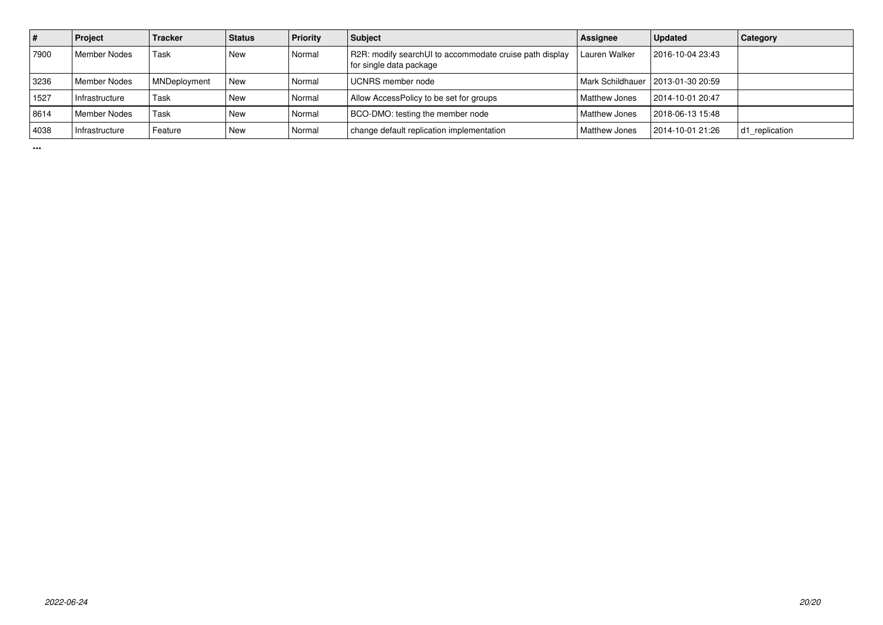| # | Project | Tracker | Status | Priority | Subject | Assignee | Updated | Category |
|---|---|---|---|---|---|---|---|---|
| 7900 | Member Nodes | Task | New | Normal | R2R: modify searchUI to accommodate cruise path display for single data package | Lauren Walker | 2016-10-04 23:43 | |
| 3236 | Member Nodes | MNDeployment | New | Normal | UCNRS member node | Mark Schildhauer | 2013-01-30 20:59 | |
| 1527 | Infrastructure | Task | New | Normal | Allow AccessPolicy to be set for groups | Matthew Jones | 2014-10-01 20:47 | |
| 8614 | Member Nodes | Task | New | Normal | BCO-DMO: testing the member node | Matthew Jones | 2018-06-13 15:48 | |
| 4038 | Infrastructure | Feature | New | Normal | change default replication implementation | Matthew Jones | 2014-10-01 21:26 | d1_replication |

...

2022-06-24